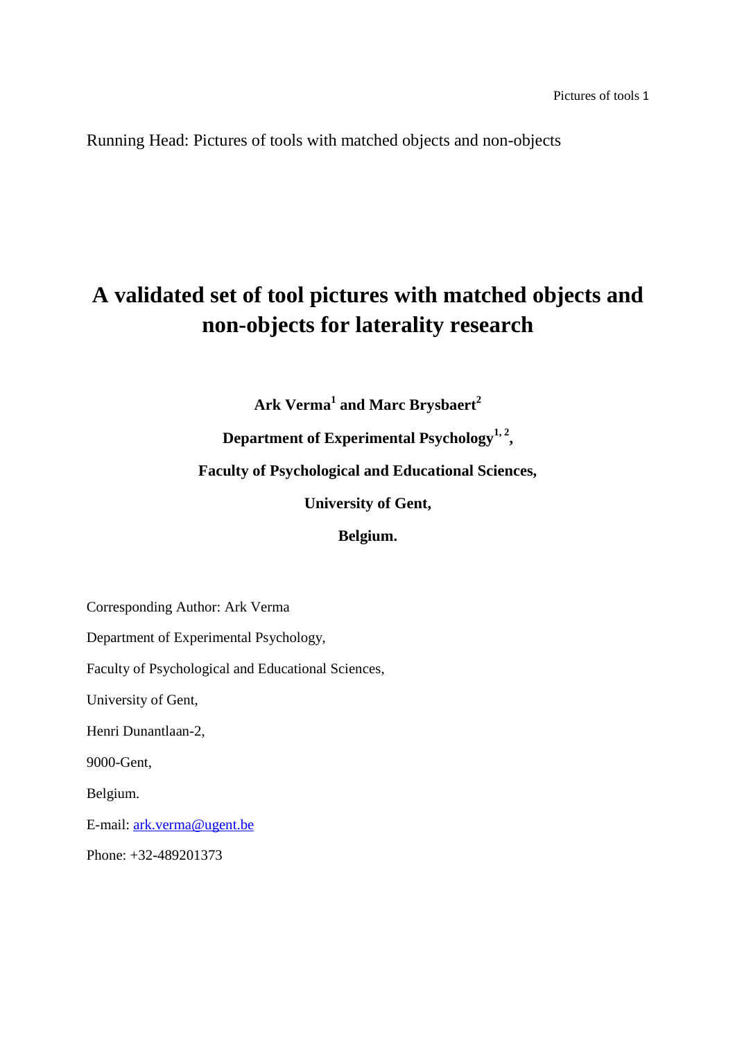Running Head: Pictures of tools with matched objects and non-objects

# A validated set of tool pictures with matched objects and non-objects for laterality research

**Ark Verma[1] and Marc Brysbaert[2]**

**Department of Experimental Psychology[1, 2],**

**Faculty of Psychological and Educational Sciences,**

**University of Gent,**

**Belgium.**

Corresponding Author: Ark Verma

Department of Experimental Psychology,

Faculty of Psychological and Educational Sciences,

University of Gent,

Henri Dunantlaan-2,

9000-Gent,

Belgium.

E-mail: ark.verma@ugent.be

Phone: +32-489201373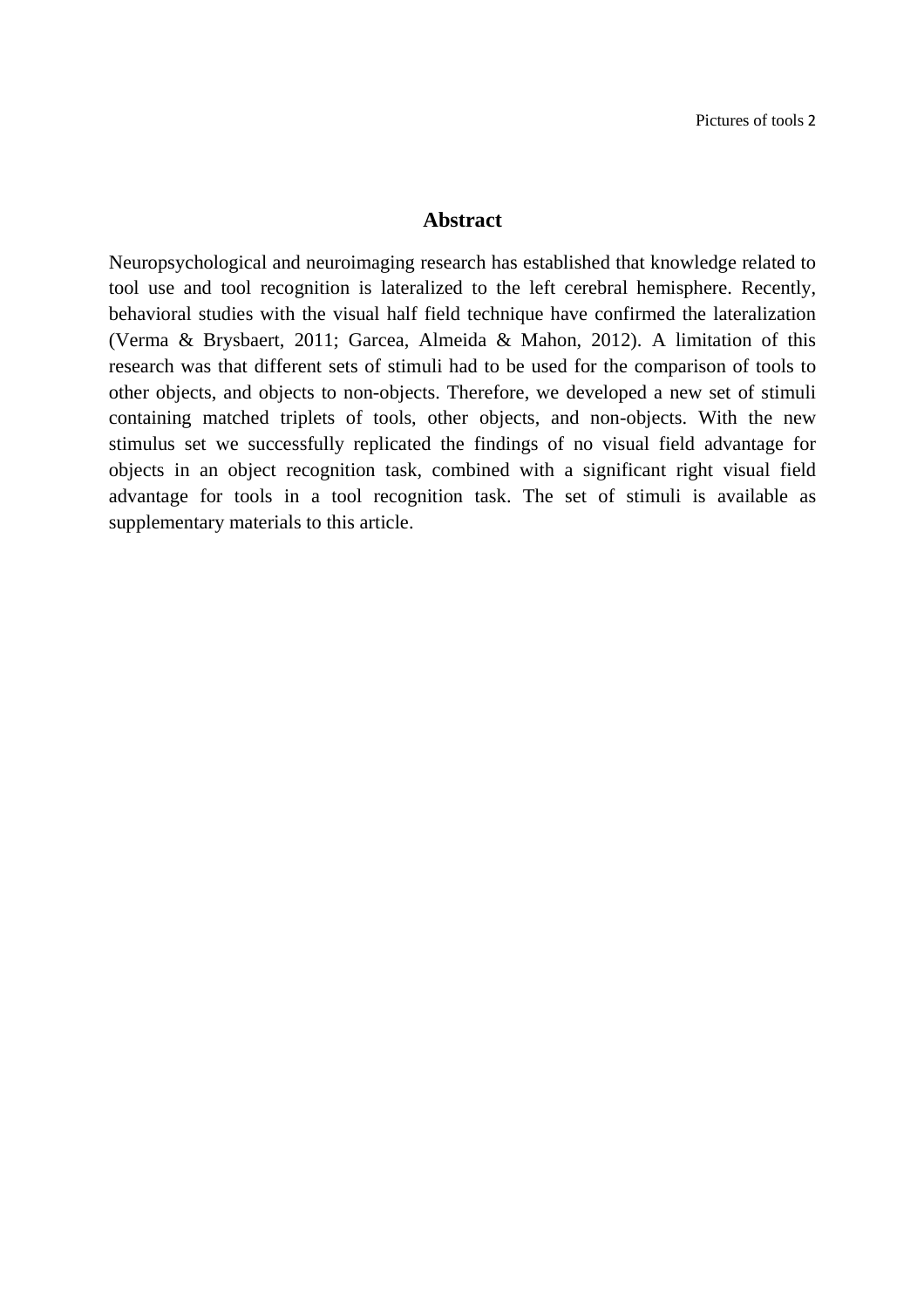## Abstract

Neuropsychological and neuroimaging research has established that knowledge related to tool use and tool recognition is lateralized to the left cerebral hemisphere. Recently, behavioral studies with the visual half field technique have confirmed the lateralization (Verma & Brysbaert, 2011; Garcea, Almeida & Mahon, 2012). A limitation of this research was that different sets of stimuli had to be used for the comparison of tools to other objects, and objects to non-objects. Therefore, we developed a new set of stimuli containing matched triplets of tools, other objects, and non-objects. With the new stimulus set we successfully replicated the findings of no visual field advantage for objects in an object recognition task, combined with a significant right visual field advantage for tools in a tool recognition task. The set of stimuli is available as supplementary materials to this article.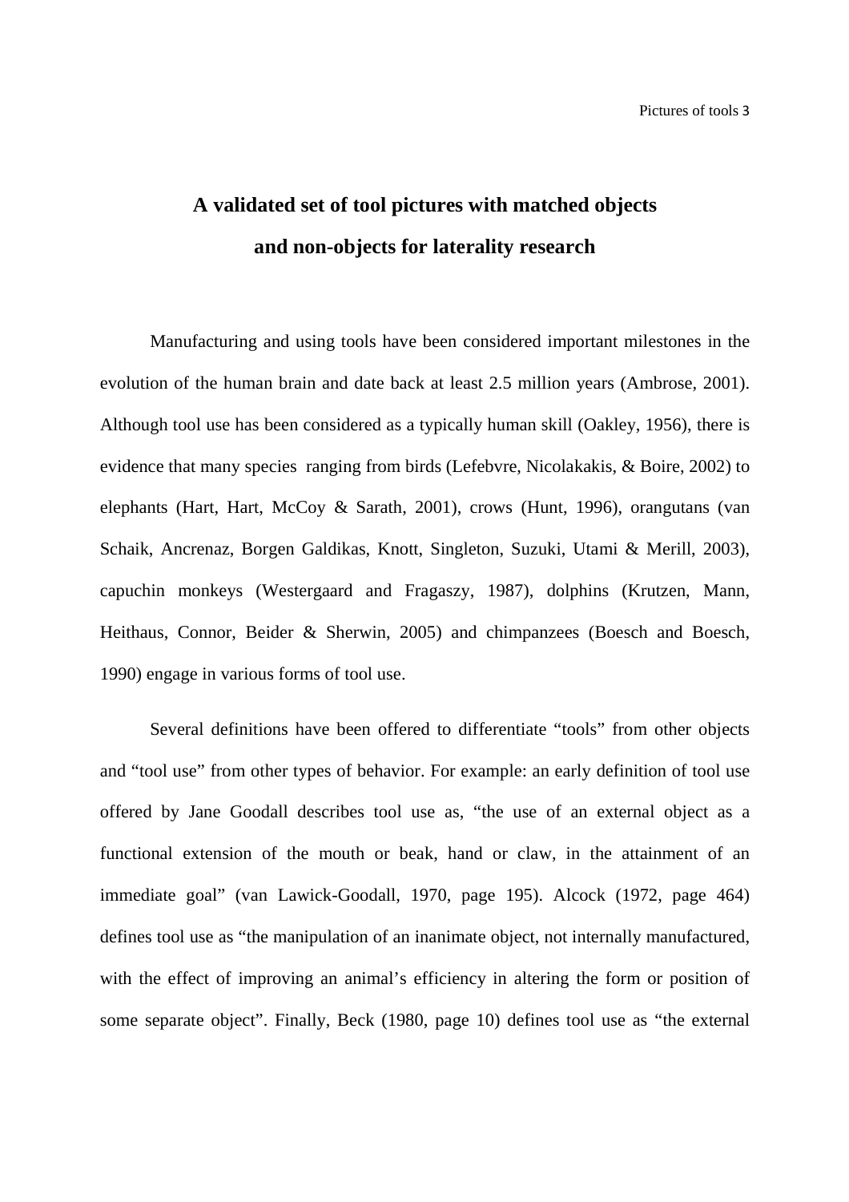# A validated set of tool pictures with matched objects and non-objects for laterality research

Manufacturing and using tools have been considered important milestones in the evolution of the human brain and date back at least 2.5 million years (Ambrose, 2001). Although tool use has been considered as a typically human skill (Oakley, 1956), there is evidence that many species  ranging from birds (Lefebvre, Nicolakakis, & Boire, 2002) to elephants (Hart, Hart, McCoy & Sarath, 2001), crows (Hunt, 1996), orangutans (van Schaik, Ancrenaz, Borgen Galdikas, Knott, Singleton, Suzuki, Utami & Merill, 2003), capuchin monkeys (Westergaard and Fragaszy, 1987), dolphins (Krutzen, Mann, Heithaus, Connor, Beider & Sherwin, 2005) and chimpanzees (Boesch and Boesch, 1990) engage in various forms of tool use.

Several definitions have been offered to differentiate "tools" from other objects and "tool use" from other types of behavior. For example: an early definition of tool use offered by Jane Goodall describes tool use as, "the use of an external object as a functional extension of the mouth or beak, hand or claw, in the attainment of an immediate goal" (van Lawick-Goodall, 1970, page 195). Alcock (1972, page 464) defines tool use as "the manipulation of an inanimate object, not internally manufactured, with the effect of improving an animal's efficiency in altering the form or position of some separate object". Finally, Beck (1980, page 10) defines tool use as "the external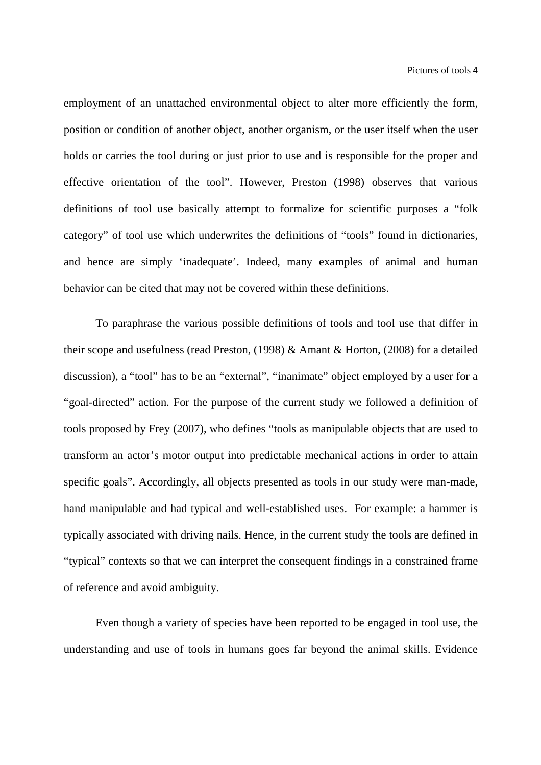employment of an unattached environmental object to alter more efficiently the form, position or condition of another object, another organism, or the user itself when the user holds or carries the tool during or just prior to use and is responsible for the proper and effective orientation of the tool". However, Preston (1998) observes that various definitions of tool use basically attempt to formalize for scientific purposes a "folk category" of tool use which underwrites the definitions of "tools" found in dictionaries, and hence are simply 'inadequate'. Indeed, many examples of animal and human behavior can be cited that may not be covered within these definitions.

To paraphrase the various possible definitions of tools and tool use that differ in their scope and usefulness (read Preston, (1998) & Amant & Horton, (2008) for a detailed discussion), a "tool" has to be an "external", "inanimate" object employed by a user for a "goal-directed" action. For the purpose of the current study we followed a definition of tools proposed by Frey (2007), who defines "tools as manipulable objects that are used to transform an actor's motor output into predictable mechanical actions in order to attain specific goals". Accordingly, all objects presented as tools in our study were man-made, hand manipulable and had typical and well-established uses. For example: a hammer is typically associated with driving nails. Hence, in the current study the tools are defined in "typical" contexts so that we can interpret the consequent findings in a constrained frame of reference and avoid ambiguity.

Even though a variety of species have been reported to be engaged in tool use, the understanding and use of tools in humans goes far beyond the animal skills. Evidence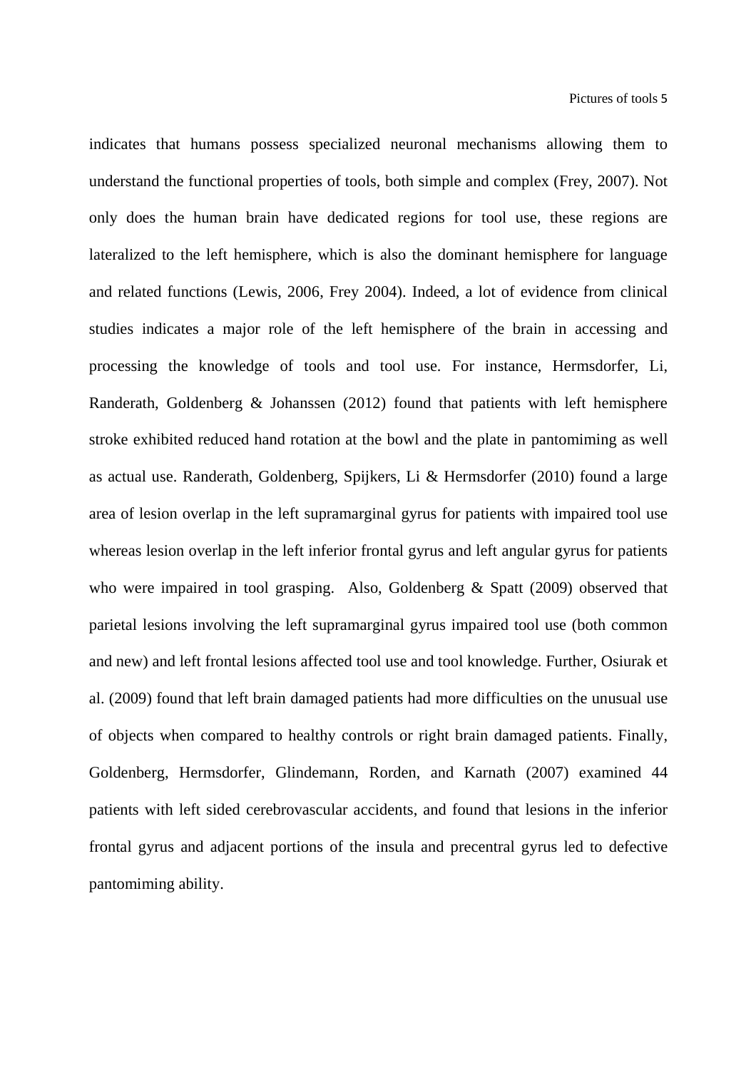indicates that humans possess specialized neuronal mechanisms allowing them to understand the functional properties of tools, both simple and complex (Frey, 2007). Not only does the human brain have dedicated regions for tool use, these regions are lateralized to the left hemisphere, which is also the dominant hemisphere for language and related functions (Lewis, 2006, Frey 2004). Indeed, a lot of evidence from clinical studies indicates a major role of the left hemisphere of the brain in accessing and processing the knowledge of tools and tool use. For instance, Hermsdorfer, Li, Randerath, Goldenberg & Johanssen (2012) found that patients with left hemisphere stroke exhibited reduced hand rotation at the bowl and the plate in pantomiming as well as actual use. Randerath, Goldenberg, Spijkers, Li & Hermsdorfer (2010) found a large area of lesion overlap in the left supramarginal gyrus for patients with impaired tool use whereas lesion overlap in the left inferior frontal gyrus and left angular gyrus for patients who were impaired in tool grasping. Also, Goldenberg & Spatt (2009) observed that parietal lesions involving the left supramarginal gyrus impaired tool use (both common and new) and left frontal lesions affected tool use and tool knowledge. Further, Osiurak et al. (2009) found that left brain damaged patients had more difficulties on the unusual use of objects when compared to healthy controls or right brain damaged patients. Finally, Goldenberg, Hermsdorfer, Glindemann, Rorden, and Karnath (2007) examined 44 patients with left sided cerebrovascular accidents, and found that lesions in the inferior frontal gyrus and adjacent portions of the insula and precentral gyrus led to defective pantomiming ability.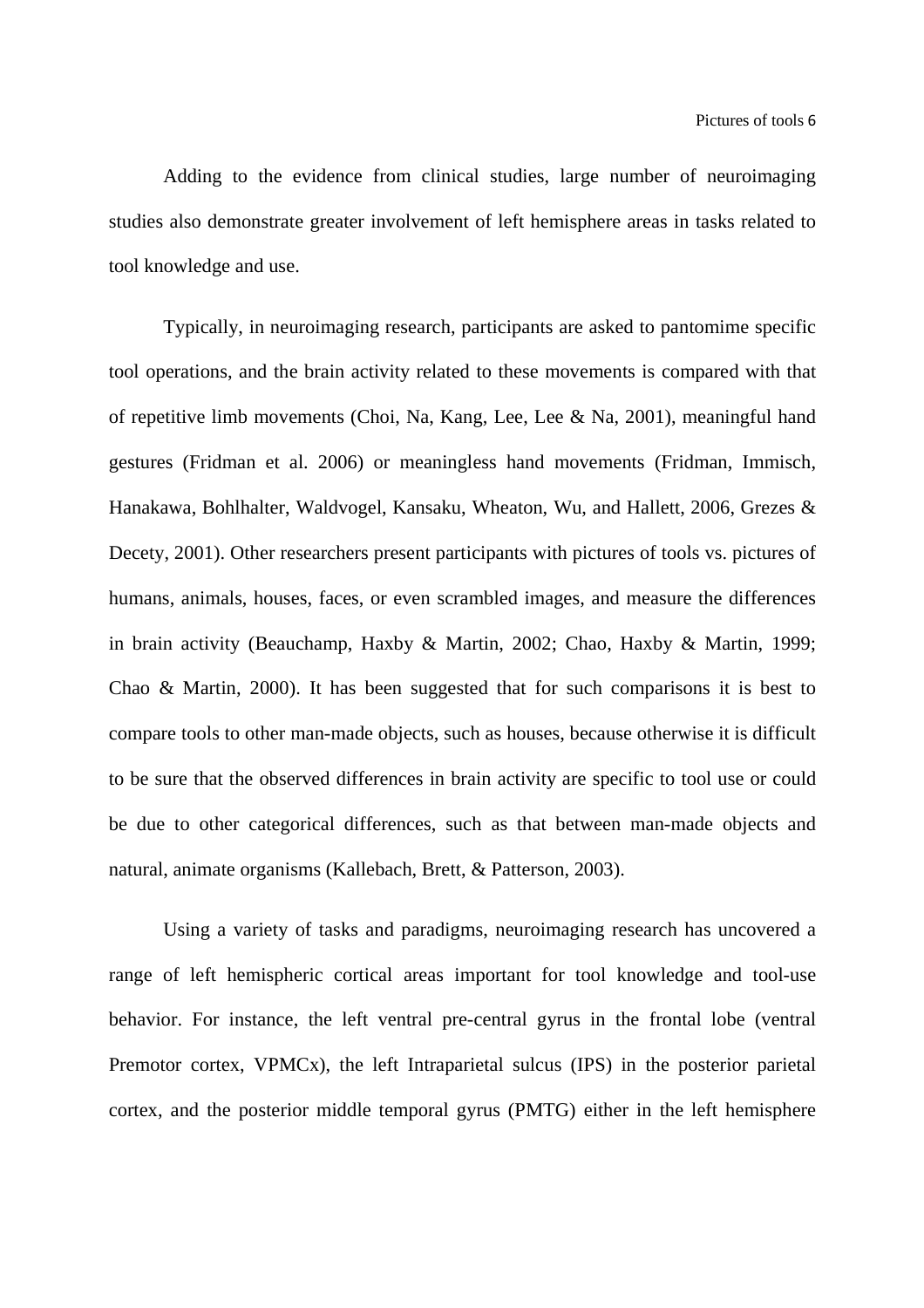Adding to the evidence from clinical studies, large number of neuroimaging studies also demonstrate greater involvement of left hemisphere areas in tasks related to tool knowledge and use.

Typically, in neuroimaging research, participants are asked to pantomime specific tool operations, and the brain activity related to these movements is compared with that of repetitive limb movements (Choi, Na, Kang, Lee, Lee & Na, 2001), meaningful hand gestures (Fridman et al. 2006) or meaningless hand movements (Fridman, Immisch, Hanakawa, Bohlhalter, Waldvogel, Kansaku, Wheaton, Wu, and Hallett, 2006, Grezes & Decety, 2001). Other researchers present participants with pictures of tools vs. pictures of humans, animals, houses, faces, or even scrambled images, and measure the differences in brain activity (Beauchamp, Haxby & Martin, 2002; Chao, Haxby & Martin, 1999; Chao & Martin, 2000). It has been suggested that for such comparisons it is best to compare tools to other man-made objects, such as houses, because otherwise it is difficult to be sure that the observed differences in brain activity are specific to tool use or could be due to other categorical differences, such as that between man-made objects and natural, animate organisms (Kallebach, Brett, & Patterson, 2003).

Using a variety of tasks and paradigms, neuroimaging research has uncovered a range of left hemispheric cortical areas important for tool knowledge and tool-use behavior. For instance, the left ventral pre-central gyrus in the frontal lobe (ventral Premotor cortex, VPMCx), the left Intraparietal sulcus (IPS) in the posterior parietal cortex, and the posterior middle temporal gyrus (PMTG) either in the left hemisphere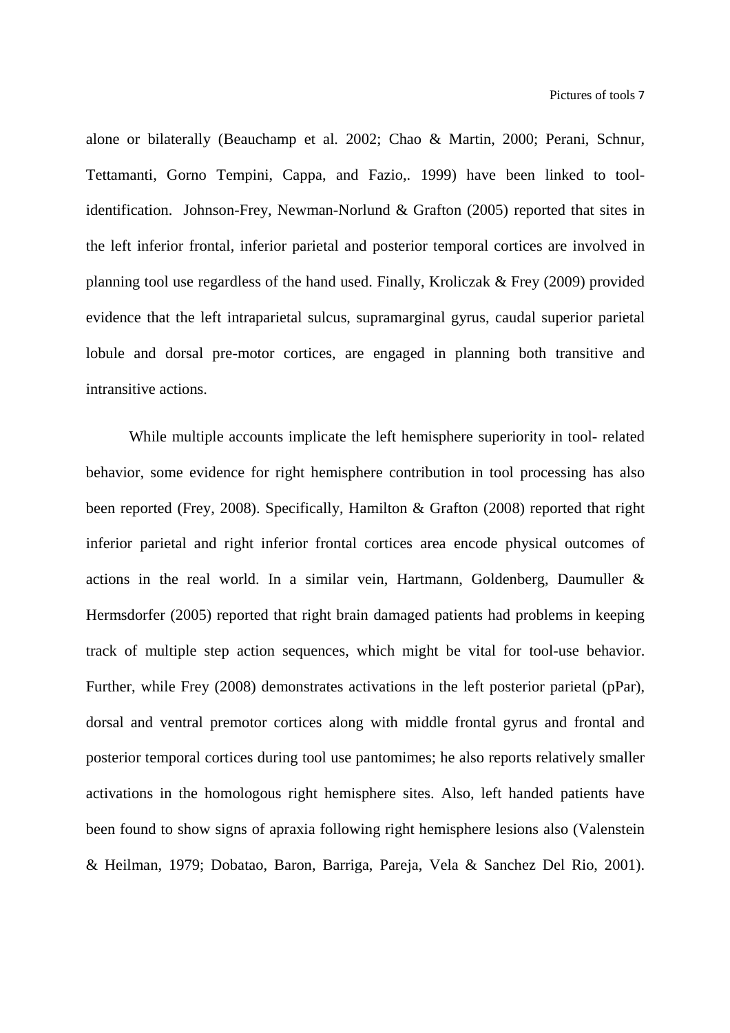alone or bilaterally (Beauchamp et al. 2002; Chao & Martin, 2000; Perani, Schnur, Tettamanti, Gorno Tempini, Cappa, and Fazio,. 1999) have been linked to tool-identification. Johnson-Frey, Newman-Norlund & Grafton (2005) reported that sites in the left inferior frontal, inferior parietal and posterior temporal cortices are involved in planning tool use regardless of the hand used. Finally, Kroliczak & Frey (2009) provided evidence that the left intraparietal sulcus, supramarginal gyrus, caudal superior parietal lobule and dorsal pre-motor cortices, are engaged in planning both transitive and intransitive actions.

While multiple accounts implicate the left hemisphere superiority in tool- related behavior, some evidence for right hemisphere contribution in tool processing has also been reported (Frey, 2008). Specifically, Hamilton & Grafton (2008) reported that right inferior parietal and right inferior frontal cortices area encode physical outcomes of actions in the real world. In a similar vein, Hartmann, Goldenberg, Daumuller & Hermsdorfer (2005) reported that right brain damaged patients had problems in keeping track of multiple step action sequences, which might be vital for tool-use behavior. Further, while Frey (2008) demonstrates activations in the left posterior parietal (pPar), dorsal and ventral premotor cortices along with middle frontal gyrus and frontal and posterior temporal cortices during tool use pantomimes; he also reports relatively smaller activations in the homologous right hemisphere sites. Also, left handed patients have been found to show signs of apraxia following right hemisphere lesions also (Valenstein & Heilman, 1979; Dobatao, Baron, Barriga, Pareja, Vela & Sanchez Del Rio, 2001).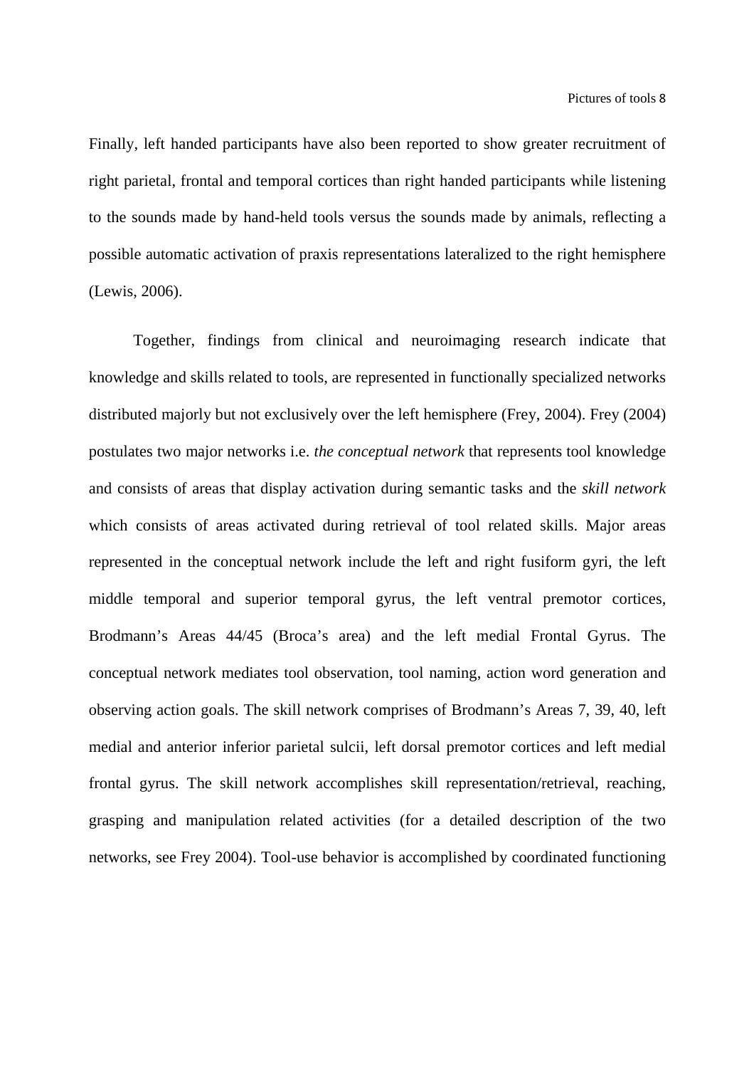Finally, left handed participants have also been reported to show greater recruitment of right parietal, frontal and temporal cortices than right handed participants while listening to the sounds made by hand-held tools versus the sounds made by animals, reflecting a possible automatic activation of praxis representations lateralized to the right hemisphere (Lewis, 2006).

Together, findings from clinical and neuroimaging research indicate that knowledge and skills related to tools, are represented in functionally specialized networks distributed majorly but not exclusively over the left hemisphere (Frey, 2004). Frey (2004) postulates two major networks i.e. *the conceptual network* that represents tool knowledge and consists of areas that display activation during semantic tasks and the *skill network* which consists of areas activated during retrieval of tool related skills. Major areas represented in the conceptual network include the left and right fusiform gyri, the left middle temporal and superior temporal gyrus, the left ventral premotor cortices, Brodmann's Areas 44/45 (Broca's area) and the left medial Frontal Gyrus. The conceptual network mediates tool observation, tool naming, action word generation and observing action goals. The skill network comprises of Brodmann's Areas 7, 39, 40, left medial and anterior inferior parietal sulcii, left dorsal premotor cortices and left medial frontal gyrus. The skill network accomplishes skill representation/retrieval, reaching, grasping and manipulation related activities (for a detailed description of the two networks, see Frey 2004). Tool-use behavior is accomplished by coordinated functioning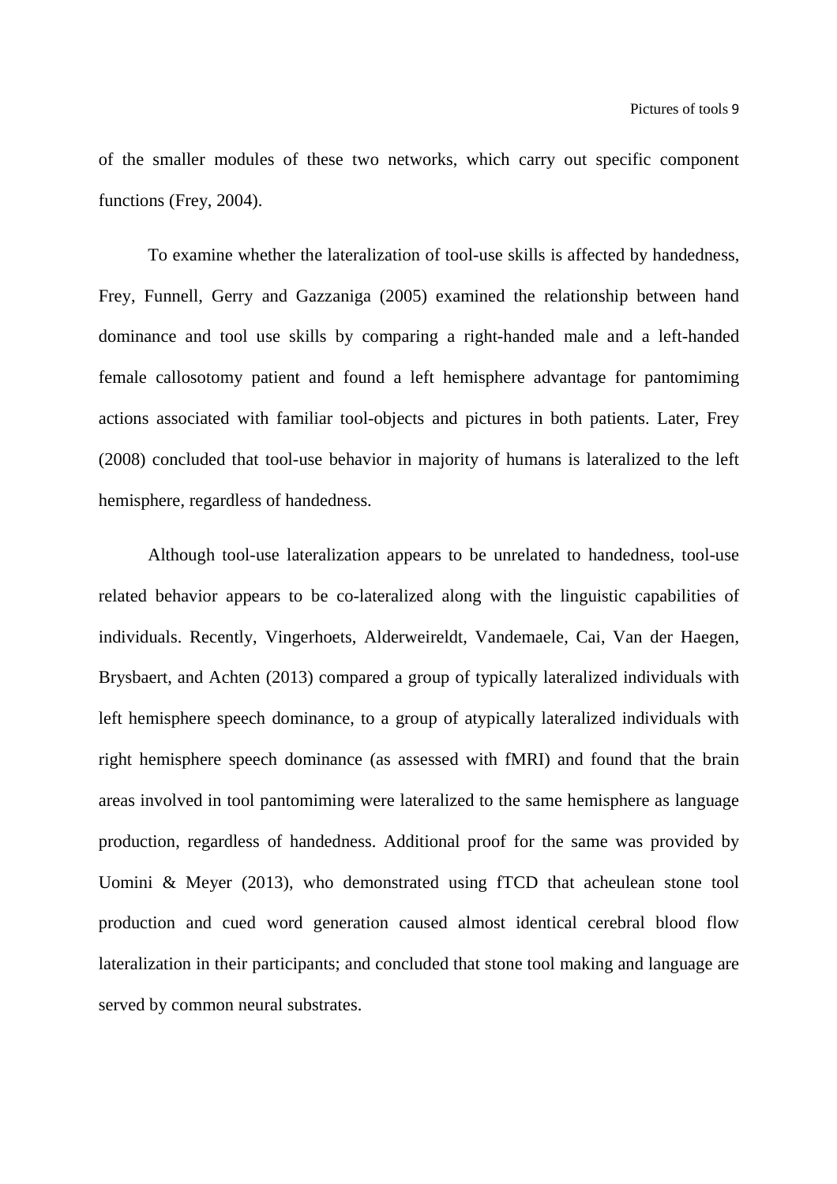of the smaller modules of these two networks, which carry out specific component functions (Frey, 2004).

To examine whether the lateralization of tool-use skills is affected by handedness, Frey, Funnell, Gerry and Gazzaniga (2005) examined the relationship between hand dominance and tool use skills by comparing a right-handed male and a left-handed female callosotomy patient and found a left hemisphere advantage for pantomiming actions associated with familiar tool-objects and pictures in both patients. Later, Frey (2008) concluded that tool-use behavior in majority of humans is lateralized to the left hemisphere, regardless of handedness.

Although tool-use lateralization appears to be unrelated to handedness, tool-use related behavior appears to be co-lateralized along with the linguistic capabilities of individuals. Recently, Vingerhoets, Alderweireldt, Vandemaele, Cai, Van der Haegen, Brysbaert, and Achten (2013) compared a group of typically lateralized individuals with left hemisphere speech dominance, to a group of atypically lateralized individuals with right hemisphere speech dominance (as assessed with fMRI) and found that the brain areas involved in tool pantomiming were lateralized to the same hemisphere as language production, regardless of handedness. Additional proof for the same was provided by Uomini & Meyer (2013), who demonstrated using fTCD that acheulean stone tool production and cued word generation caused almost identical cerebral blood flow lateralization in their participants; and concluded that stone tool making and language are served by common neural substrates.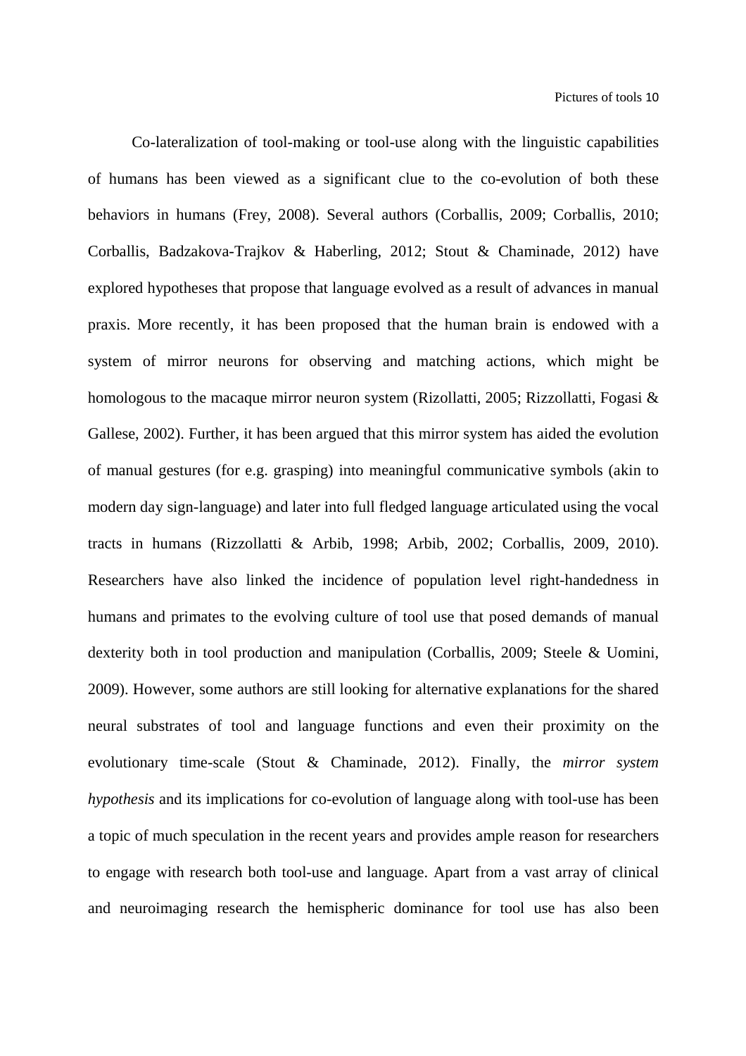Co-lateralization of tool-making or tool-use along with the linguistic capabilities of humans has been viewed as a significant clue to the co-evolution of both these behaviors in humans (Frey, 2008). Several authors (Corballis, 2009; Corballis, 2010; Corballis, Badzakova-Trajkov & Haberling, 2012; Stout & Chaminade, 2012) have explored hypotheses that propose that language evolved as a result of advances in manual praxis. More recently, it has been proposed that the human brain is endowed with a system of mirror neurons for observing and matching actions, which might be homologous to the macaque mirror neuron system (Rizollatti, 2005; Rizzollatti, Fogasi & Gallese, 2002). Further, it has been argued that this mirror system has aided the evolution of manual gestures (for e.g. grasping) into meaningful communicative symbols (akin to modern day sign-language) and later into full fledged language articulated using the vocal tracts in humans (Rizzollatti & Arbib, 1998; Arbib, 2002; Corballis, 2009, 2010). Researchers have also linked the incidence of population level right-handedness in humans and primates to the evolving culture of tool use that posed demands of manual dexterity both in tool production and manipulation (Corballis, 2009; Steele & Uomini, 2009). However, some authors are still looking for alternative explanations for the shared neural substrates of tool and language functions and even their proximity on the evolutionary time-scale (Stout & Chaminade, 2012). Finally, the *mirror system hypothesis* and its implications for co-evolution of language along with tool-use has been a topic of much speculation in the recent years and provides ample reason for researchers to engage with research both tool-use and language. Apart from a vast array of clinical and neuroimaging research the hemispheric dominance for tool use has also been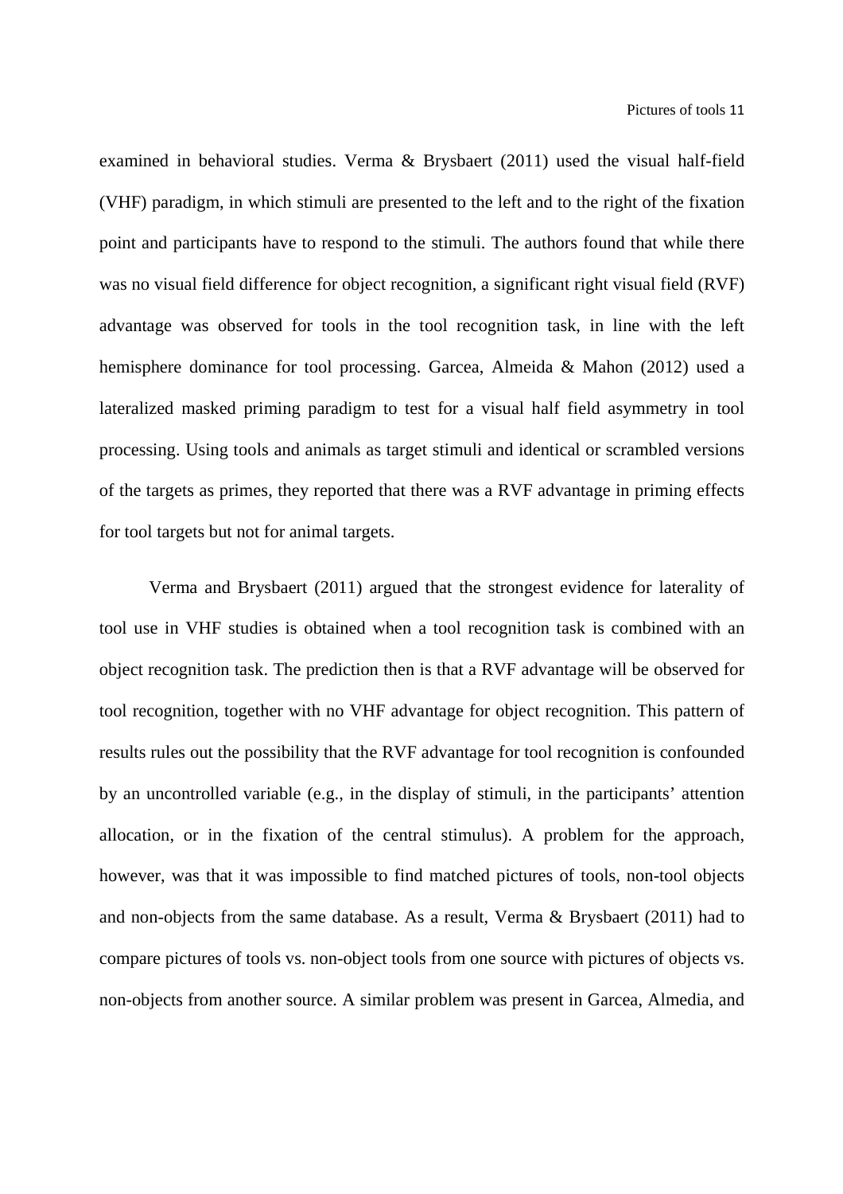examined in behavioral studies. Verma & Brysbaert (2011) used the visual half-field (VHF) paradigm, in which stimuli are presented to the left and to the right of the fixation point and participants have to respond to the stimuli. The authors found that while there was no visual field difference for object recognition, a significant right visual field (RVF) advantage was observed for tools in the tool recognition task, in line with the left hemisphere dominance for tool processing. Garcea, Almeida & Mahon (2012) used a lateralized masked priming paradigm to test for a visual half field asymmetry in tool processing. Using tools and animals as target stimuli and identical or scrambled versions of the targets as primes, they reported that there was a RVF advantage in priming effects for tool targets but not for animal targets.

Verma and Brysbaert (2011) argued that the strongest evidence for laterality of tool use in VHF studies is obtained when a tool recognition task is combined with an object recognition task. The prediction then is that a RVF advantage will be observed for tool recognition, together with no VHF advantage for object recognition. This pattern of results rules out the possibility that the RVF advantage for tool recognition is confounded by an uncontrolled variable (e.g., in the display of stimuli, in the participants' attention allocation, or in the fixation of the central stimulus). A problem for the approach, however, was that it was impossible to find matched pictures of tools, non-tool objects and non-objects from the same database. As a result, Verma & Brysbaert (2011) had to compare pictures of tools vs. non-object tools from one source with pictures of objects vs. non-objects from another source. A similar problem was present in Garcea, Almedia, and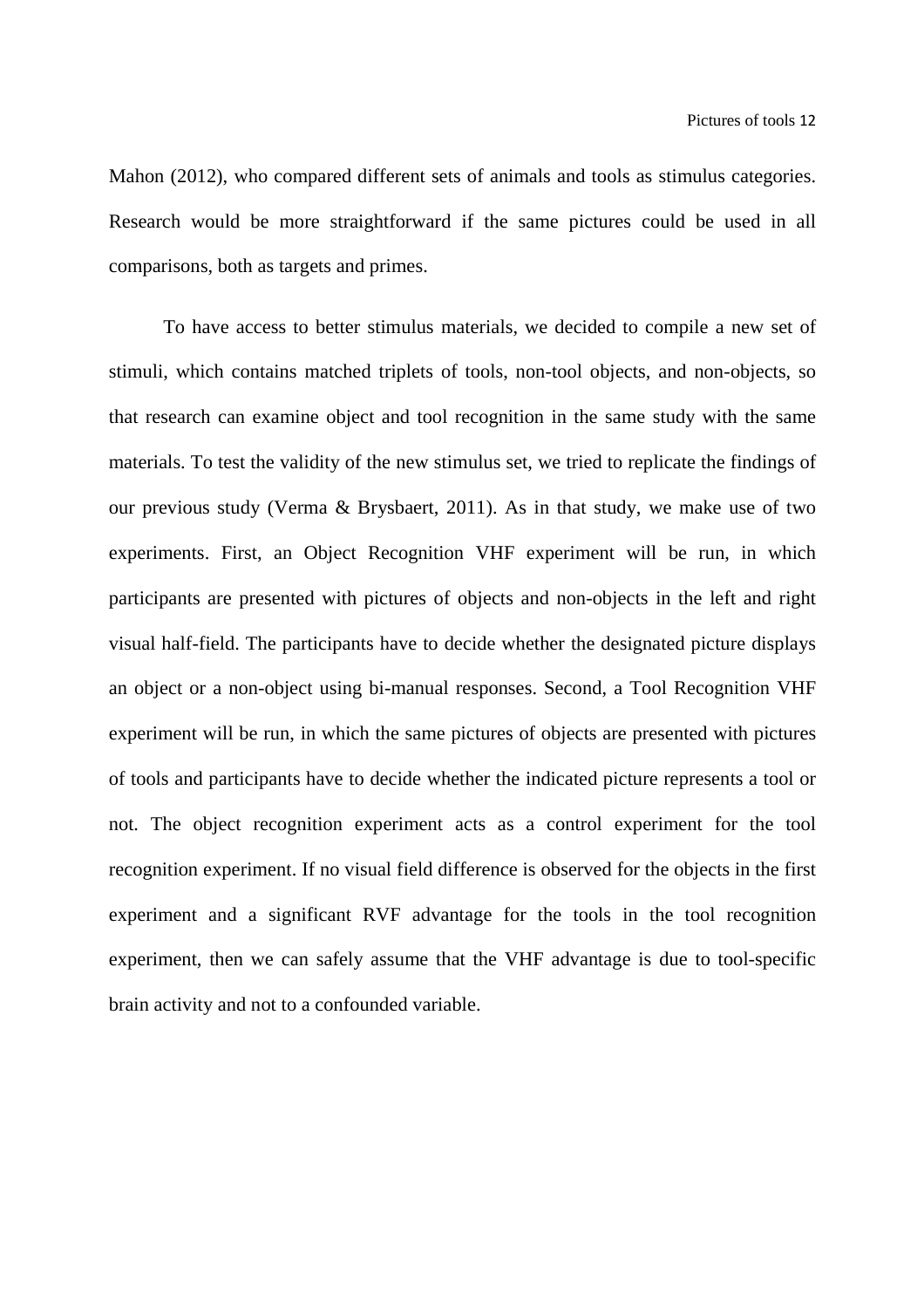Mahon (2012), who compared different sets of animals and tools as stimulus categories. Research would be more straightforward if the same pictures could be used in all comparisons, both as targets and primes.

To have access to better stimulus materials, we decided to compile a new set of stimuli, which contains matched triplets of tools, non-tool objects, and non-objects, so that research can examine object and tool recognition in the same study with the same materials. To test the validity of the new stimulus set, we tried to replicate the findings of our previous study (Verma & Brysbaert, 2011). As in that study, we make use of two experiments. First, an Object Recognition VHF experiment will be run, in which participants are presented with pictures of objects and non-objects in the left and right visual half-field. The participants have to decide whether the designated picture displays an object or a non-object using bi-manual responses. Second, a Tool Recognition VHF experiment will be run, in which the same pictures of objects are presented with pictures of tools and participants have to decide whether the indicated picture represents a tool or not. The object recognition experiment acts as a control experiment for the tool recognition experiment. If no visual field difference is observed for the objects in the first experiment and a significant RVF advantage for the tools in the tool recognition experiment, then we can safely assume that the VHF advantage is due to tool-specific brain activity and not to a confounded variable.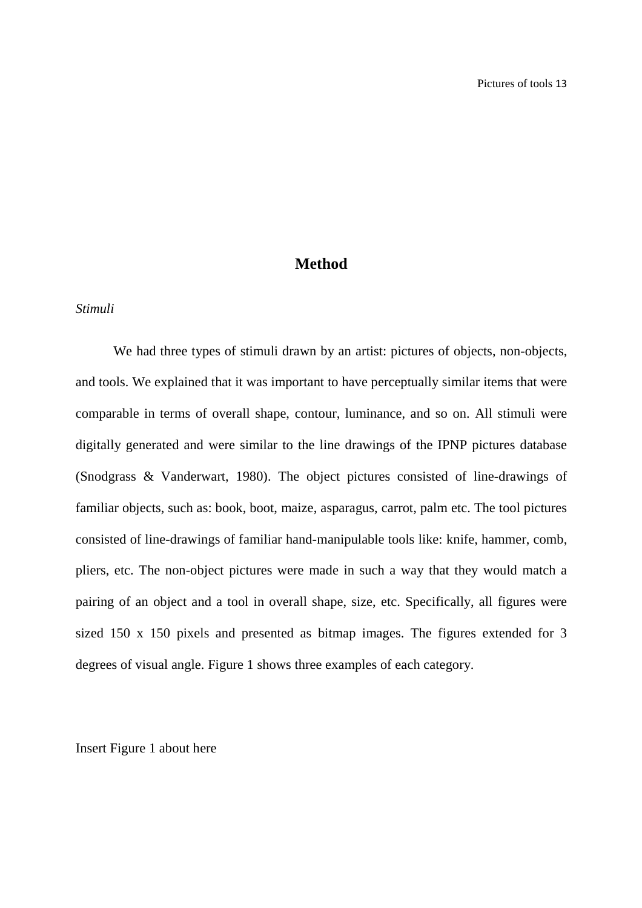# Method

*Stimuli*

We had three types of stimuli drawn by an artist: pictures of objects, non-objects, and tools. We explained that it was important to have perceptually similar items that were comparable in terms of overall shape, contour, luminance, and so on. All stimuli were digitally generated and were similar to the line drawings of the IPNP pictures database (Snodgrass & Vanderwart, 1980). The object pictures consisted of line-drawings of familiar objects, such as: book, boot, maize, asparagus, carrot, palm etc. The tool pictures consisted of line-drawings of familiar hand-manipulable tools like: knife, hammer, comb, pliers, etc. The non-object pictures were made in such a way that they would match a pairing of an object and a tool in overall shape, size, etc. Specifically, all figures were sized 150 x 150 pixels and presented as bitmap images. The figures extended for 3 degrees of visual angle. Figure 1 shows three examples of each category.

Insert Figure 1 about here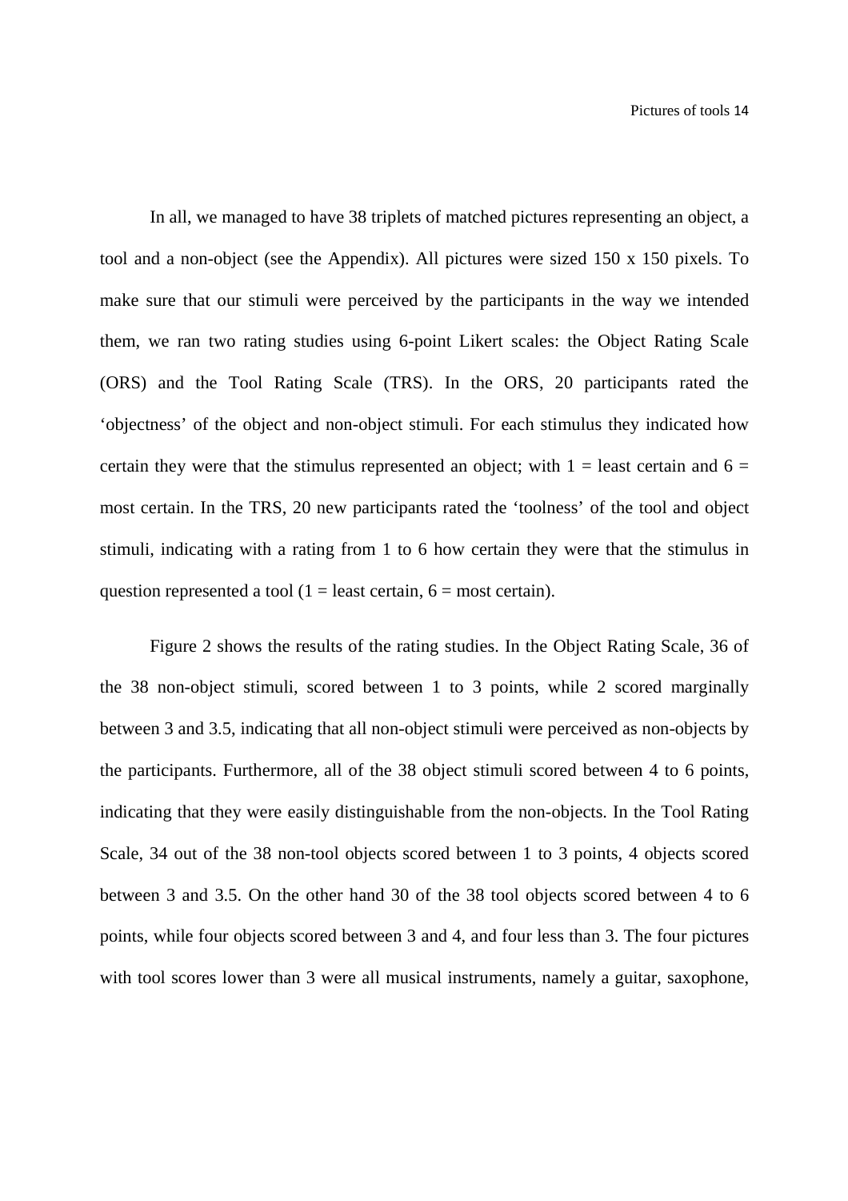In all, we managed to have 38 triplets of matched pictures representing an object, a tool and a non-object (see the Appendix). All pictures were sized 150 x 150 pixels. To make sure that our stimuli were perceived by the participants in the way we intended them, we ran two rating studies using 6-point Likert scales: the Object Rating Scale (ORS) and the Tool Rating Scale (TRS). In the ORS, 20 participants rated the 'objectness' of the object and non-object stimuli. For each stimulus they indicated how certain they were that the stimulus represented an object; with 1 = least certain and 6 = most certain. In the TRS, 20 new participants rated the 'toolness' of the tool and object stimuli, indicating with a rating from 1 to 6 how certain they were that the stimulus in question represented a tool (1 = least certain, 6 = most certain).

Figure 2 shows the results of the rating studies. In the Object Rating Scale, 36 of the 38 non-object stimuli, scored between 1 to 3 points, while 2 scored marginally between 3 and 3.5, indicating that all non-object stimuli were perceived as non-objects by the participants. Furthermore, all of the 38 object stimuli scored between 4 to 6 points, indicating that they were easily distinguishable from the non-objects. In the Tool Rating Scale, 34 out of the 38 non-tool objects scored between 1 to 3 points, 4 objects scored between 3 and 3.5. On the other hand 30 of the 38 tool objects scored between 4 to 6 points, while four objects scored between 3 and 4, and four less than 3. The four pictures with tool scores lower than 3 were all musical instruments, namely a guitar, saxophone,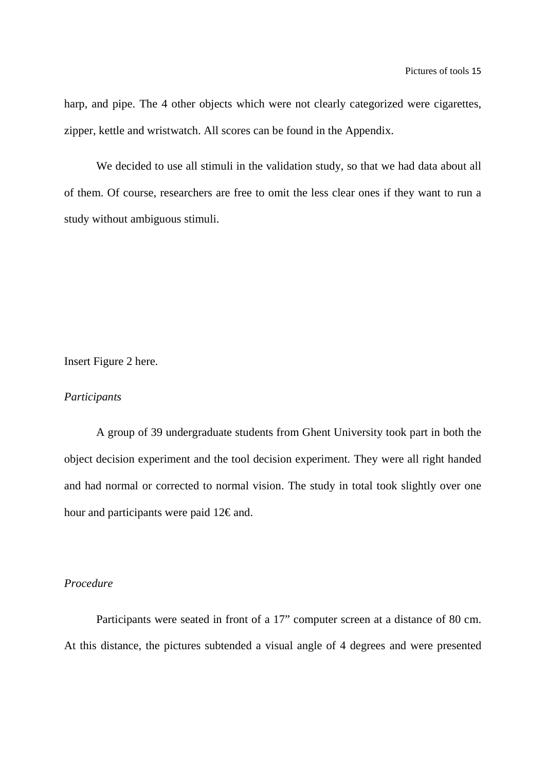harp, and pipe. The 4 other objects which were not clearly categorized were cigarettes, zipper, kettle and wristwatch. All scores can be found in the Appendix.

We decided to use all stimuli in the validation study, so that we had data about all of them. Of course, researchers are free to omit the less clear ones if they want to run a study without ambiguous stimuli.

Insert Figure 2 here.

*Participants*

A group of 39 undergraduate students from Ghent University took part in both the object decision experiment and the tool decision experiment. They were all right handed and had normal or corrected to normal vision. The study in total took slightly over one hour and participants were paid 12€ and.

*Procedure*

Participants were seated in front of a 17" computer screen at a distance of 80 cm. At this distance, the pictures subtended a visual angle of 4 degrees and were presented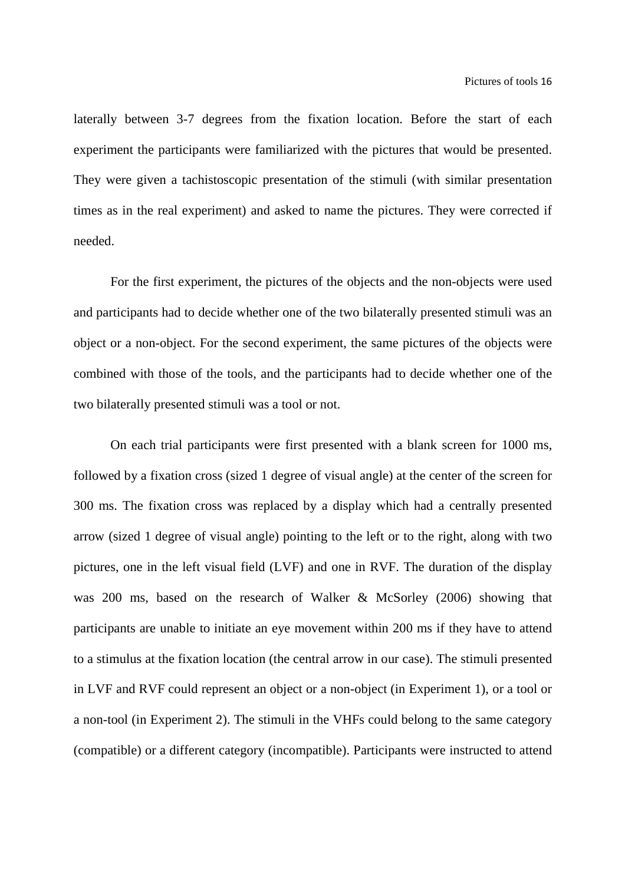laterally between 3-7 degrees from the fixation location. Before the start of each experiment the participants were familiarized with the pictures that would be presented. They were given a tachistoscopic presentation of the stimuli (with similar presentation times as in the real experiment) and asked to name the pictures. They were corrected if needed.

For the first experiment, the pictures of the objects and the non-objects were used and participants had to decide whether one of the two bilaterally presented stimuli was an object or a non-object. For the second experiment, the same pictures of the objects were combined with those of the tools, and the participants had to decide whether one of the two bilaterally presented stimuli was a tool or not.

On each trial participants were first presented with a blank screen for 1000 ms, followed by a fixation cross (sized 1 degree of visual angle) at the center of the screen for 300 ms. The fixation cross was replaced by a display which had a centrally presented arrow (sized 1 degree of visual angle) pointing to the left or to the right, along with two pictures, one in the left visual field (LVF) and one in RVF. The duration of the display was 200 ms, based on the research of Walker & McSorley (2006) showing that participants are unable to initiate an eye movement within 200 ms if they have to attend to a stimulus at the fixation location (the central arrow in our case). The stimuli presented in LVF and RVF could represent an object or a non-object (in Experiment 1), or a tool or a non-tool (in Experiment 2). The stimuli in the VHFs could belong to the same category (compatible) or a different category (incompatible). Participants were instructed to attend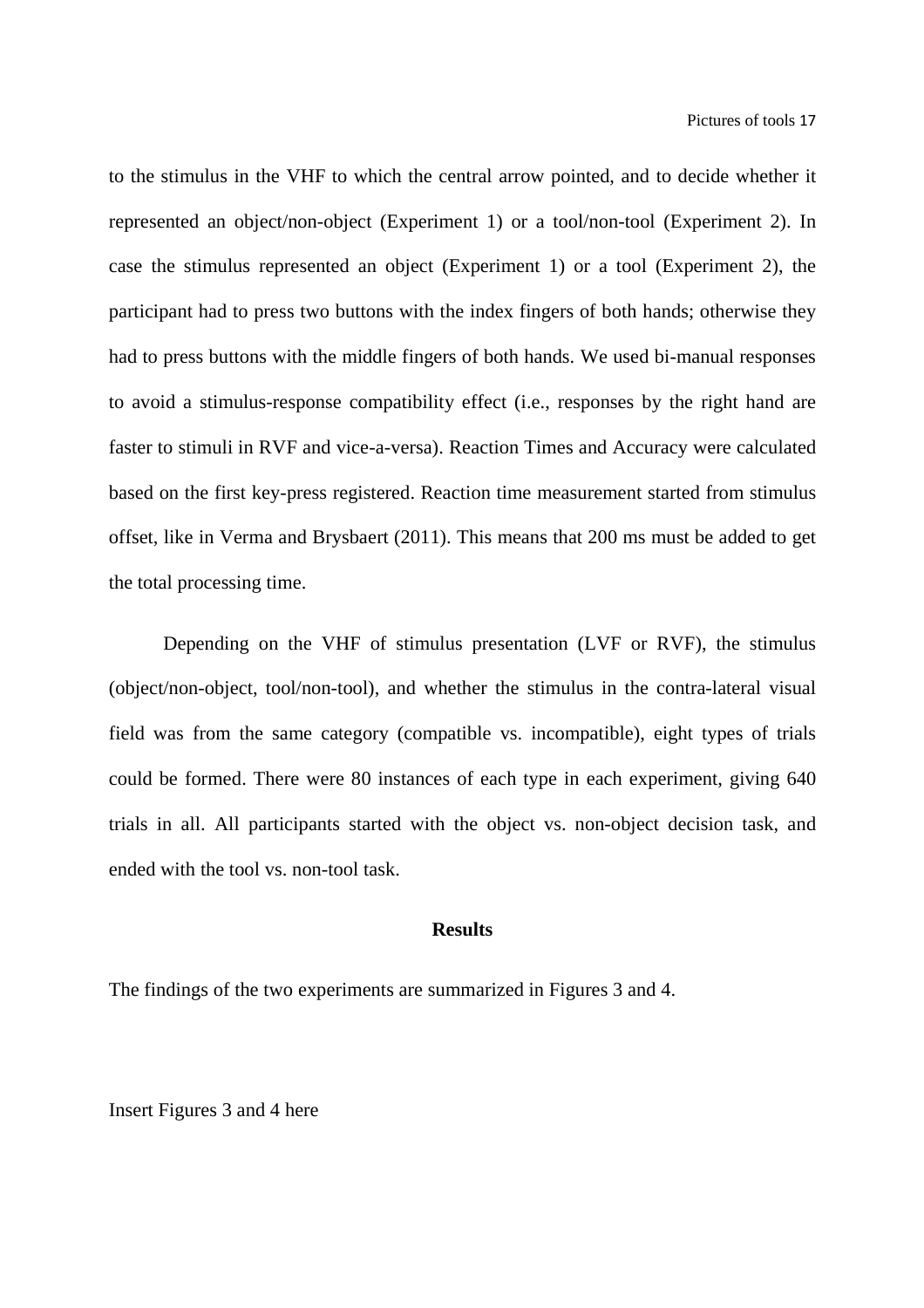to the stimulus in the VHF to which the central arrow pointed, and to decide whether it represented an object/non-object (Experiment 1) or a tool/non-tool (Experiment 2). In case the stimulus represented an object (Experiment 1) or a tool (Experiment 2), the participant had to press two buttons with the index fingers of both hands; otherwise they had to press buttons with the middle fingers of both hands. We used bi-manual responses to avoid a stimulus-response compatibility effect (i.e., responses by the right hand are faster to stimuli in RVF and vice-a-versa). Reaction Times and Accuracy were calculated based on the first key-press registered. Reaction time measurement started from stimulus offset, like in Verma and Brysbaert (2011). This means that 200 ms must be added to get the total processing time.

Depending on the VHF of stimulus presentation (LVF or RVF), the stimulus (object/non-object, tool/non-tool), and whether the stimulus in the contra-lateral visual field was from the same category (compatible vs. incompatible), eight types of trials could be formed. There were 80 instances of each type in each experiment, giving 640 trials in all. All participants started with the object vs. non-object decision task, and ended with the tool vs. non-tool task.

## Results

The findings of the two experiments are summarized in Figures 3 and 4.

Insert Figures 3 and 4 here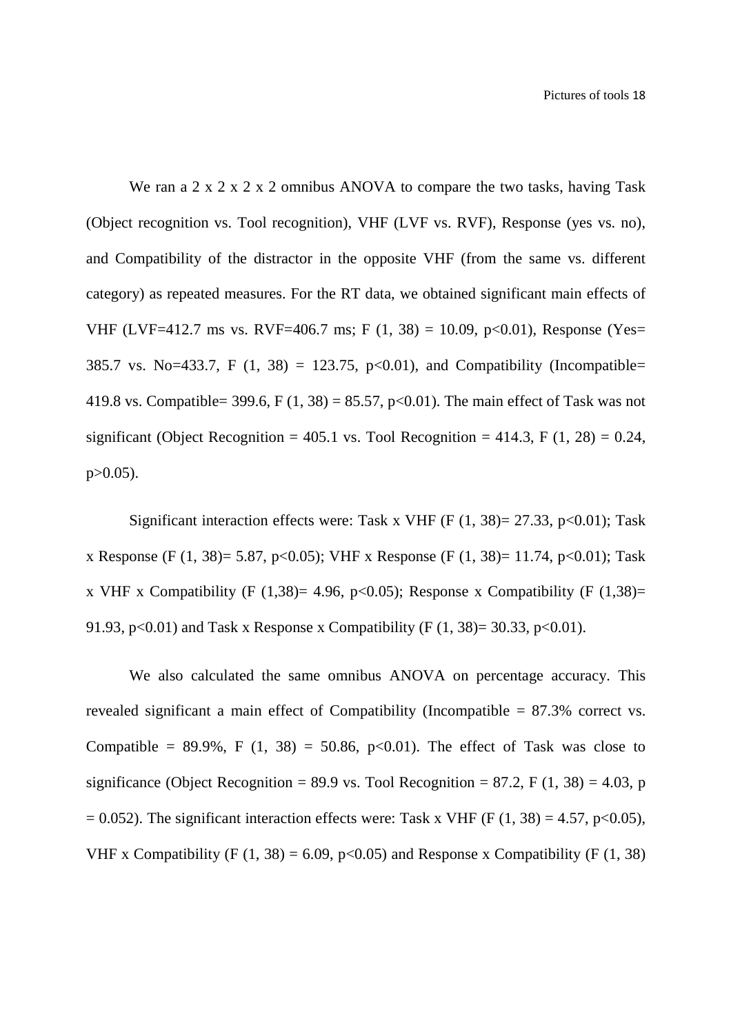We ran a 2 x 2 x 2 x 2 omnibus ANOVA to compare the two tasks, having Task (Object recognition vs. Tool recognition), VHF (LVF vs. RVF), Response (yes vs. no), and Compatibility of the distractor in the opposite VHF (from the same vs. different category) as repeated measures. For the RT data, we obtained significant main effects of VHF (LVF=412.7 ms vs. RVF=406.7 ms; $F (1, 38) = 10.09$, $p<0.01$), Response (Yes= 385.7 vs. No=433.7, $F (1, 38) = 123.75$, $p<0.01$), and Compatibility (Incompatible= 419.8 vs. Compatible= 399.6, $F (1, 38) = 85.57$, $p<0.01$). The main effect of Task was not significant (Object Recognition = 405.1 vs. Tool Recognition = 414.3, $F (1, 28) = 0.24$, $p>0.05$).

Significant interaction effects were: Task x VHF ($F (1, 38)= 27.33$, $p<0.01$); Task x Response ($F (1, 38)= 5.87$, $p<0.05$); VHF x Response ($F (1, 38)= 11.74$, $p<0.01$); Task x VHF x Compatibility ($F (1,38)= 4.96$, $p<0.05$); Response x Compatibility ($F (1,38)= 91.93$, $p<0.01$) and Task x Response x Compatibility ($F (1, 38)= 30.33$, $p<0.01$).

We also calculated the same omnibus ANOVA on percentage accuracy. This revealed significant a main effect of Compatibility (Incompatible = 87.3% correct vs. Compatible = 89.9%, $F (1, 38) = 50.86$, $p<0.01$). The effect of Task was close to significance (Object Recognition = 89.9 vs. Tool Recognition = 87.2, $F (1, 38) = 4.03$, $p = 0.052$). The significant interaction effects were: Task x VHF ($F (1, 38) = 4.57$, $p<0.05$), VHF x Compatibility ($F (1, 38) = 6.09$, $p<0.05$) and Response x Compatibility ($F (1, 38)$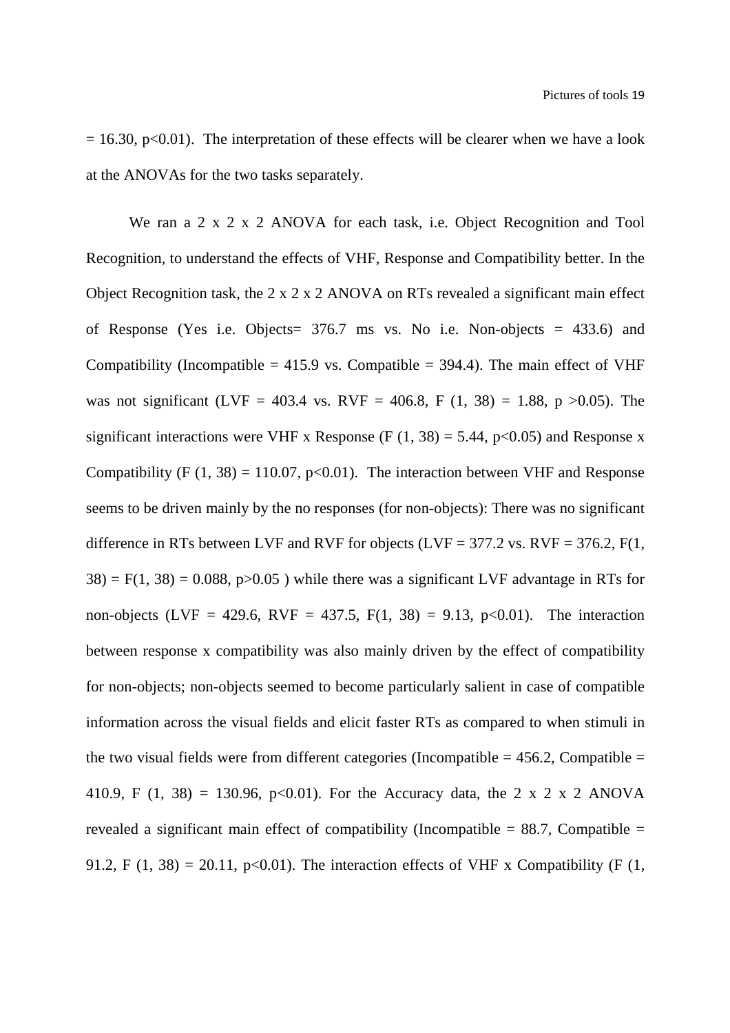= 16.30, $p<0.01$). The interpretation of these effects will be clearer when we have a look at the ANOVAs for the two tasks separately.

We ran a 2 x 2 x 2 ANOVA for each task, i.e. Object Recognition and Tool Recognition, to understand the effects of VHF, Response and Compatibility better. In the Object Recognition task, the 2 x 2 x 2 ANOVA on RTs revealed a significant main effect of Response (Yes i.e. Objects= 376.7 ms vs. No i.e. Non-objects = 433.6) and Compatibility (Incompatible = 415.9 vs. Compatible = 394.4). The main effect of VHF was not significant (LVF = 403.4 vs. RVF = 406.8, $F(1, 38) = 1.88$, $p > 0.05$). The significant interactions were VHF x Response ($F(1, 38) = 5.44$, $p<0.05$) and Response x Compatibility ($F(1, 38) = 110.07$, $p<0.01$). The interaction between VHF and Response seems to be driven mainly by the no responses (for non-objects): There was no significant difference in RTs between LVF and RVF for objects (LVF = 377.2 vs. RVF = 376.2, $F(1, 38) = F(1, 38) = 0.088$, $p>0.05$ ) while there was a significant LVF advantage in RTs for non-objects (LVF = 429.6, RVF = 437.5, $F(1, 38) = 9.13$, $p<0.01$). The interaction between response x compatibility was also mainly driven by the effect of compatibility for non-objects; non-objects seemed to become particularly salient in case of compatible information across the visual fields and elicit faster RTs as compared to when stimuli in the two visual fields were from different categories (Incompatible = 456.2, Compatible = 410.9, $F(1, 38) = 130.96$, $p<0.01$). For the Accuracy data, the 2 x 2 x 2 ANOVA revealed a significant main effect of compatibility (Incompatible = 88.7, Compatible = 91.2, $F(1, 38) = 20.11$, $p<0.01$). The interaction effects of VHF x Compatibility (F (1,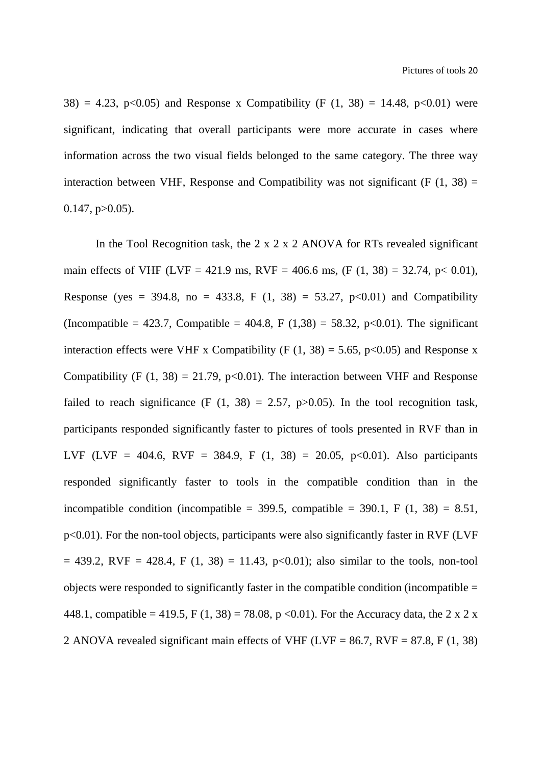38) = 4.23, $p<0.05$) and Response x Compatibility ($F(1, 38) = 14.48$, $p<0.01$) were significant, indicating that overall participants were more accurate in cases where information across the two visual fields belonged to the same category. The three way interaction between VHF, Response and Compatibility was not significant ($F(1, 38) = 0.147$, $p>0.05$).

In the Tool Recognition task, the 2 x 2 x 2 ANOVA for RTs revealed significant main effects of VHF (LVF = 421.9 ms, RVF = 406.6 ms, ($F(1, 38) = 32.74$, $p< 0.01$), Response (yes = 394.8, no = 433.8, $F(1, 38) = 53.27$, $p<0.01$) and Compatibility (Incompatible = 423.7, Compatible = 404.8, $F(1,38) = 58.32$, $p<0.01$). The significant interaction effects were VHF x Compatibility ($F(1, 38) = 5.65$, $p<0.05$) and Response x Compatibility ($F(1, 38) = 21.79$, $p<0.01$). The interaction between VHF and Response failed to reach significance ($F(1, 38) = 2.57$, $p>0.05$). In the tool recognition task, participants responded significantly faster to pictures of tools presented in RVF than in LVF (LVF = 404.6, RVF = 384.9, $F(1, 38) = 20.05$, $p<0.01$). Also participants responded significantly faster to tools in the compatible condition than in the incompatible condition (incompatible = 399.5, compatible = 390.1, $F(1, 38) = 8.51$, $p<0.01$). For the non-tool objects, participants were also significantly faster in RVF (LVF = 439.2, RVF = 428.4, $F(1, 38) = 11.43$, $p<0.01$); also similar to the tools, non-tool objects were responded to significantly faster in the compatible condition (incompatible = 448.1, compatible = 419.5, $F(1, 38) = 78.08$, $p<0.01$). For the Accuracy data, the 2 x 2 x 2 ANOVA revealed significant main effects of VHF (LVF = 86.7, RVF = 87.8, F (1, 38)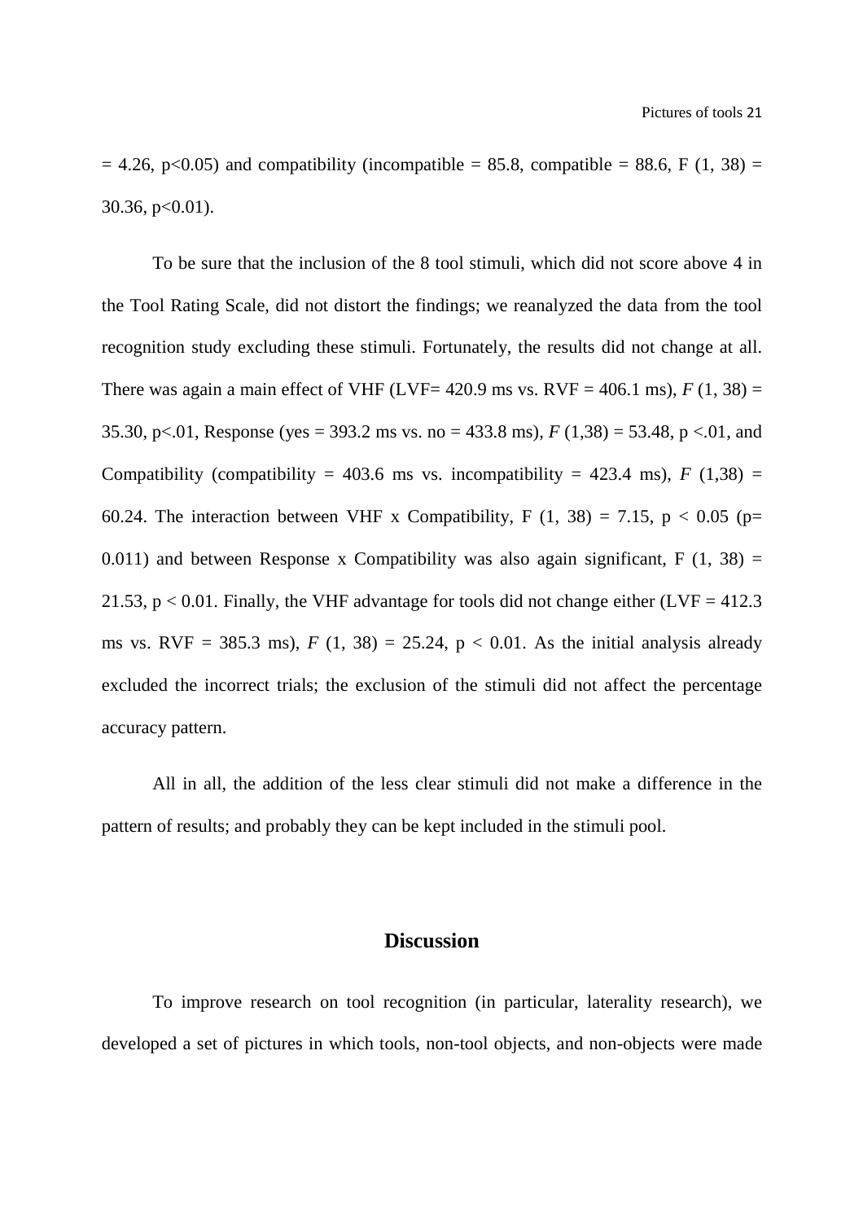$= 4.26$, $p<0.05$) and compatibility (incompatible = 85.8, compatible = 88.6, $F(1, 38) = 30.36$, $p<0.01$).

To be sure that the inclusion of the 8 tool stimuli, which did not score above 4 in the Tool Rating Scale, did not distort the findings; we reanalyzed the data from the tool recognition study excluding these stimuli. Fortunately, the results did not change at all. There was again a main effect of VHF (LVF= 420.9 ms vs. RVF = 406.1 ms), $F(1, 38) = 35.30$, $p<.01$, Response (yes = 393.2 ms vs. no = 433.8 ms), $F(1,38) = 53.48$, $p <.01$, and Compatibility (compatibility = 403.6 ms vs. incompatibility = 423.4 ms), $F(1,38) = 60.24$. The interaction between VHF x Compatibility, $F(1, 38) = 7.15$, $p < 0.05$ ($p= 0.011$) and between Response x Compatibility was also again significant, $F(1, 38) = 21.53$, $p < 0.01$. Finally, the VHF advantage for tools did not change either (LVF = 412.3 ms vs. RVF = 385.3 ms), $F(1, 38) = 25.24$, $p < 0.01$. As the initial analysis already excluded the incorrect trials; the exclusion of the stimuli did not affect the percentage accuracy pattern.

All in all, the addition of the less clear stimuli did not make a difference in the pattern of results; and probably they can be kept included in the stimuli pool.

## Discussion

To improve research on tool recognition (in particular, laterality research), we developed a set of pictures in which tools, non-tool objects, and non-objects were made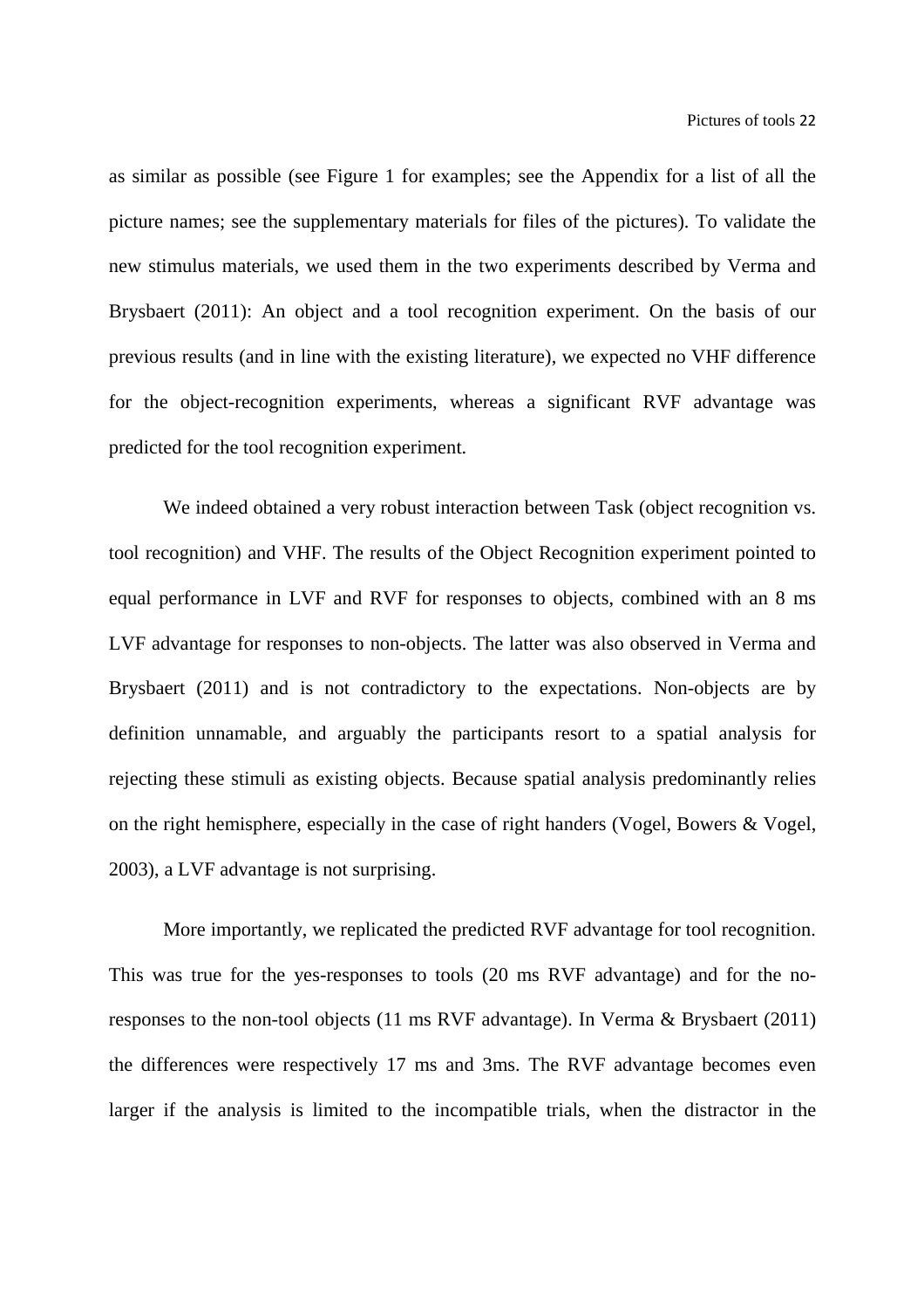as similar as possible (see Figure 1 for examples; see the Appendix for a list of all the picture names; see the supplementary materials for files of the pictures). To validate the new stimulus materials, we used them in the two experiments described by Verma and Brysbaert (2011): An object and a tool recognition experiment. On the basis of our previous results (and in line with the existing literature), we expected no VHF difference for the object-recognition experiments, whereas a significant RVF advantage was predicted for the tool recognition experiment.

We indeed obtained a very robust interaction between Task (object recognition vs. tool recognition) and VHF. The results of the Object Recognition experiment pointed to equal performance in LVF and RVF for responses to objects, combined with an 8 ms LVF advantage for responses to non-objects. The latter was also observed in Verma and Brysbaert (2011) and is not contradictory to the expectations. Non-objects are by definition unnamable, and arguably the participants resort to a spatial analysis for rejecting these stimuli as existing objects. Because spatial analysis predominantly relies on the right hemisphere, especially in the case of right handers (Vogel, Bowers & Vogel, 2003), a LVF advantage is not surprising.

More importantly, we replicated the predicted RVF advantage for tool recognition. This was true for the yes-responses to tools (20 ms RVF advantage) and for the no-responses to the non-tool objects (11 ms RVF advantage). In Verma & Brysbaert (2011) the differences were respectively 17 ms and 3ms. The RVF advantage becomes even larger if the analysis is limited to the incompatible trials, when the distractor in the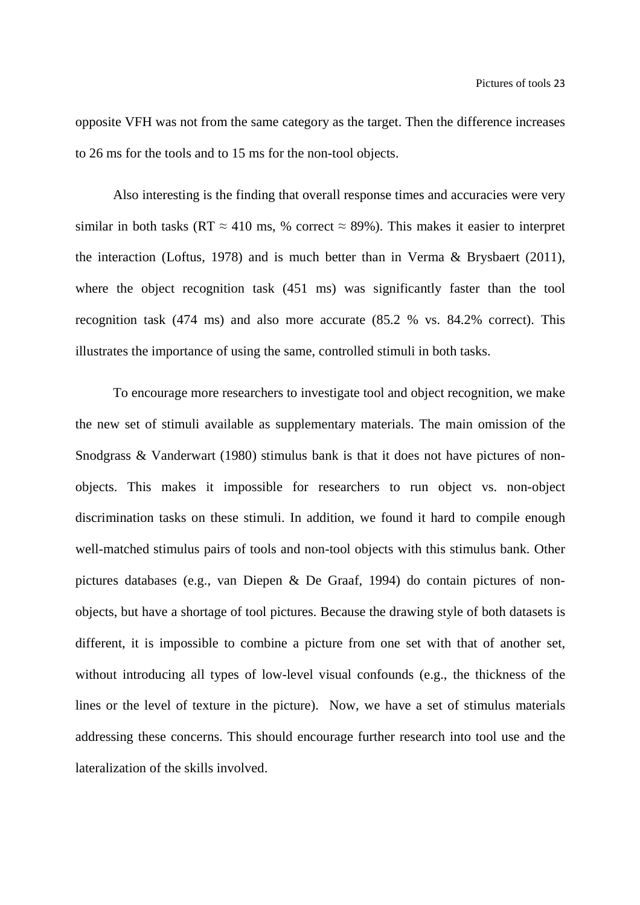opposite VFH was not from the same category as the target. Then the difference increases to 26 ms for the tools and to 15 ms for the non-tool objects.

Also interesting is the finding that overall response times and accuracies were very similar in both tasks (RT $\approx$ 410 ms, % correct $\approx$ 89%). This makes it easier to interpret the interaction (Loftus, 1978) and is much better than in Verma & Brysbaert (2011), where the object recognition task (451 ms) was significantly faster than the tool recognition task (474 ms) and also more accurate (85.2 % vs. 84.2% correct). This illustrates the importance of using the same, controlled stimuli in both tasks.

To encourage more researchers to investigate tool and object recognition, we make the new set of stimuli available as supplementary materials. The main omission of the Snodgrass & Vanderwart (1980) stimulus bank is that it does not have pictures of non-objects. This makes it impossible for researchers to run object vs. non-object discrimination tasks on these stimuli. In addition, we found it hard to compile enough well-matched stimulus pairs of tools and non-tool objects with this stimulus bank. Other pictures databases (e.g., van Diepen & De Graaf, 1994) do contain pictures of non-objects, but have a shortage of tool pictures. Because the drawing style of both datasets is different, it is impossible to combine a picture from one set with that of another set, without introducing all types of low-level visual confounds (e.g., the thickness of the lines or the level of texture in the picture). Now, we have a set of stimulus materials addressing these concerns. This should encourage further research into tool use and the lateralization of the skills involved.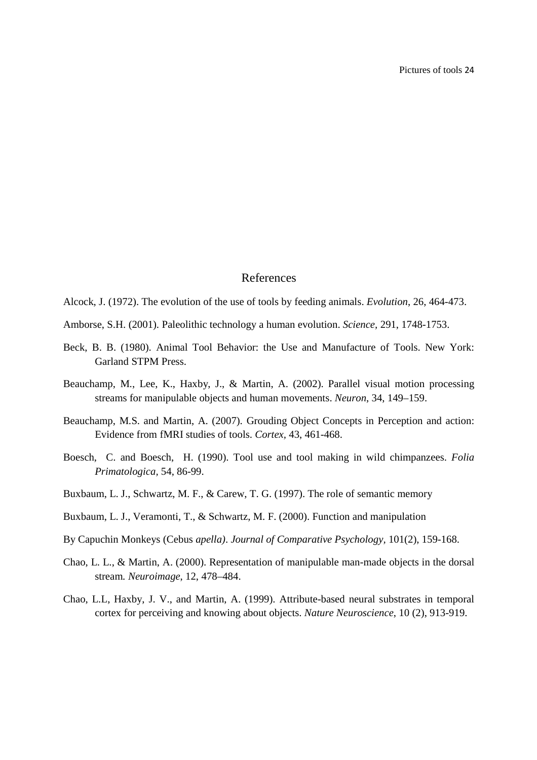## References

Alcock, J. (1972). The evolution of the use of tools by feeding animals. *Evolution*, 26, 464-473.

Amborse, S.H. (2001). Paleolithic technology a human evolution. *Science*, 291, 1748-1753.

Beck, B. B. (1980). Animal Tool Behavior: the Use and Manufacture of Tools. New York: Garland STPM Press.

Beauchamp, M., Lee, K., Haxby, J., & Martin, A. (2002). Parallel visual motion processing streams for manipulable objects and human movements. *Neuron*, 34, 149–159.

Beauchamp, M.S. and Martin, A. (2007). Grouding Object Concepts in Perception and action: Evidence from fMRI studies of tools. *Cortex*, 43, 461-468.

Boesch, C. and Boesch, H. (1990). Tool use and tool making in wild chimpanzees. *Folia Primatologica*, 54, 86-99.

Buxbaum, L. J., Schwartz, M. F., & Carew, T. G. (1997). The role of semantic memory

Buxbaum, L. J., Veramonti, T., & Schwartz, M. F. (2000). Function and manipulation

By Capuchin Monkeys (Cebus *apella)*. *Journal of Comparative Psychology*, 101(2), 159-168.

Chao, L. L., & Martin, A. (2000). Representation of manipulable man-made objects in the dorsal stream. *Neuroimage*, 12, 478–484.

Chao, L.L, Haxby, J. V., and Martin, A. (1999). Attribute-based neural substrates in temporal cortex for perceiving and knowing about objects. *Nature Neuroscience*, 10 (2), 913-919.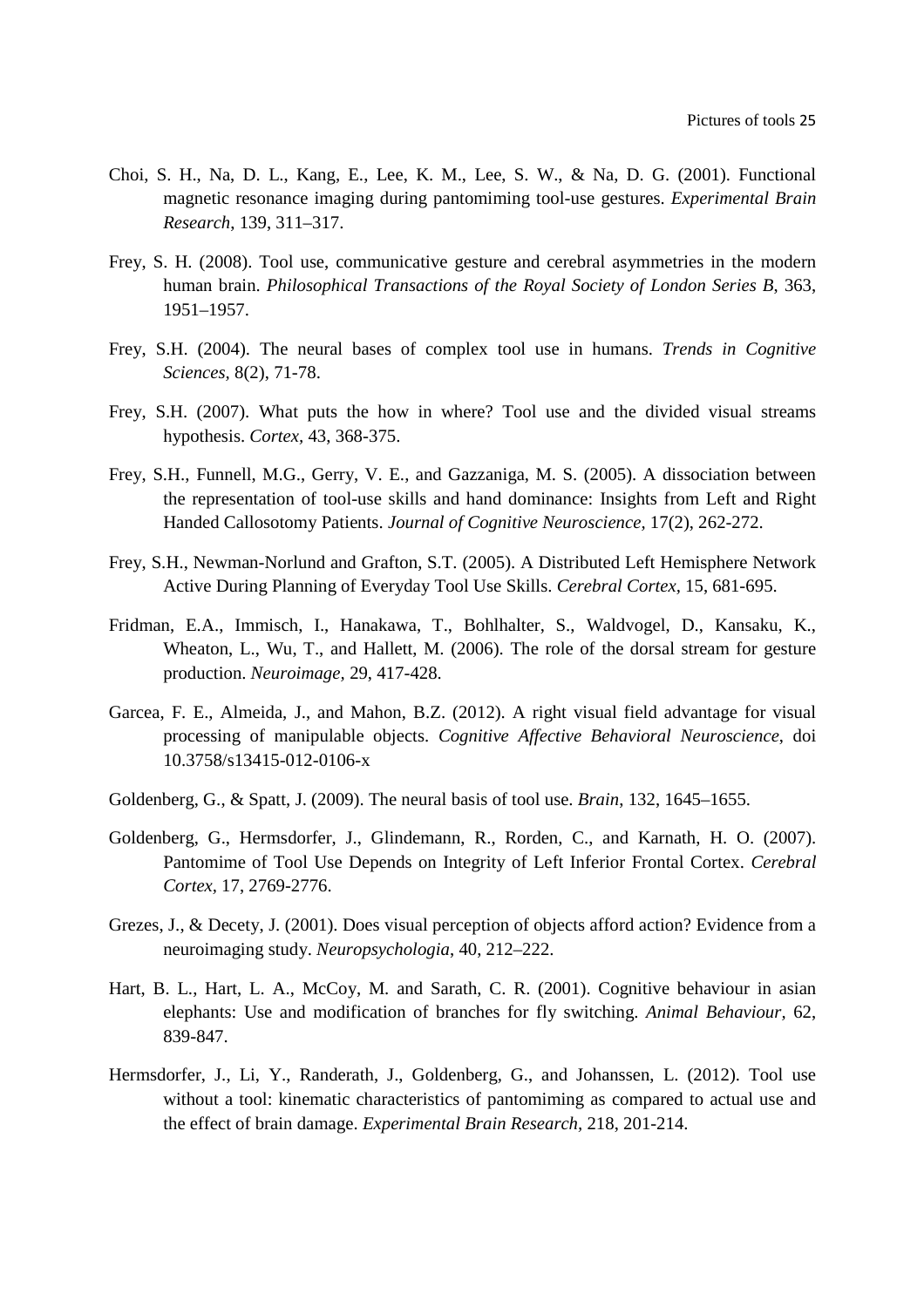Choi, S. H., Na, D. L., Kang, E., Lee, K. M., Lee, S. W., & Na, D. G. (2001). Functional magnetic resonance imaging during pantomiming tool-use gestures. *Experimental Brain Research*, 139, 311–317.

Frey, S. H. (2008). Tool use, communicative gesture and cerebral asymmetries in the modern human brain. *Philosophical Transactions of the Royal Society of London Series B*, 363, 1951–1957.

Frey, S.H. (2004). The neural bases of complex tool use in humans. *Trends in Cognitive Sciences*, 8(2), 71-78.

Frey, S.H. (2007). What puts the how in where? Tool use and the divided visual streams hypothesis. *Cortex*, 43, 368-375.

Frey, S.H., Funnell, M.G., Gerry, V. E., and Gazzaniga, M. S. (2005). A dissociation between the representation of tool-use skills and hand dominance: Insights from Left and Right Handed Callosotomy Patients. *Journal of Cognitive Neuroscience*, 17(2), 262-272.

Frey, S.H., Newman-Norlund and Grafton, S.T. (2005). A Distributed Left Hemisphere Network Active During Planning of Everyday Tool Use Skills. *Cerebral Cortex*, 15, 681-695.

Fridman, E.A., Immisch, I., Hanakawa, T., Bohlhalter, S., Waldvogel, D., Kansaku, K., Wheaton, L., Wu, T., and Hallett, M. (2006). The role of the dorsal stream for gesture production. *Neuroimage*, 29, 417-428.

Garcea, F. E., Almeida, J., and Mahon, B.Z. (2012). A right visual field advantage for visual processing of manipulable objects. *Cognitive Affective Behavioral Neuroscience*, doi 10.3758/s13415-012-0106-x

Goldenberg, G., & Spatt, J. (2009). The neural basis of tool use. *Brain*, 132, 1645–1655.

Goldenberg, G., Hermsdorfer, J., Glindemann, R., Rorden, C., and Karnath, H. O. (2007). Pantomime of Tool Use Depends on Integrity of Left Inferior Frontal Cortex. *Cerebral Cortex*, 17, 2769-2776.

Grezes, J., & Decety, J. (2001). Does visual perception of objects afford action? Evidence from a neuroimaging study. *Neuropsychologia*, 40, 212–222.

Hart, B. L., Hart, L. A., McCoy, M. and Sarath, C. R. (2001). Cognitive behaviour in asian elephants: Use and modification of branches for fly switching. *Animal Behaviour*, 62, 839-847.

Hermsdorfer, J., Li, Y., Randerath, J., Goldenberg, G., and Johanssen, L. (2012). Tool use without a tool: kinematic characteristics of pantomiming as compared to actual use and the effect of brain damage. *Experimental Brain Research*, 218, 201-214.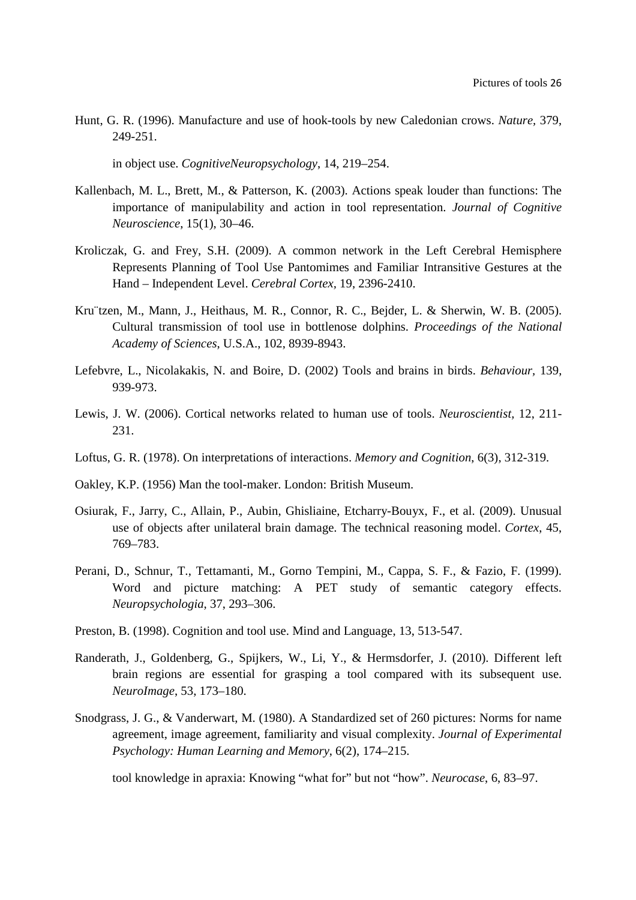Hunt, G. R. (1996). Manufacture and use of hook-tools by new Caledonian crows. *Nature*, 379, 249-251.

in object use. *CognitiveNeuropsychology*, 14, 219–254.

Kallenbach, M. L., Brett, M., & Patterson, K. (2003). Actions speak louder than functions: The importance of manipulability and action in tool representation. *Journal of Cognitive Neuroscience*, 15(1), 30–46.

Kroliczak, G. and Frey, S.H. (2009). A common network in the Left Cerebral Hemisphere Represents Planning of Tool Use Pantomimes and Familiar Intransitive Gestures at the Hand – Independent Level. *Cerebral Cortex*, 19, 2396-2410.

Kru¨tzen, M., Mann, J., Heithaus, M. R., Connor, R. C., Bejder, L. & Sherwin, W. B. (2005). Cultural transmission of tool use in bottlenose dolphins. *Proceedings of the National Academy of Sciences*, U.S.A., 102, 8939-8943.

Lefebvre, L., Nicolakakis, N. and Boire, D. (2002) Tools and brains in birds. *Behaviour*, 139, 939-973.

Lewis, J. W. (2006). Cortical networks related to human use of tools. *Neuroscientist*, 12, 211-231.

Loftus, G. R. (1978). On interpretations of interactions. *Memory and Cognition*, 6(3), 312-319.

Oakley, K.P. (1956) Man the tool-maker. London: British Museum.

Osiurak, F., Jarry, C., Allain, P., Aubin, Ghisliaine, Etcharry-Bouyx, F., et al. (2009). Unusual use of objects after unilateral brain damage. The technical reasoning model. *Cortex*, 45, 769–783.

Perani, D., Schnur, T., Tettamanti, M., Gorno Tempini, M., Cappa, S. F., & Fazio, F. (1999). Word and picture matching: A PET study of semantic category effects. *Neuropsychologia*, 37, 293–306.

Preston, B. (1998). Cognition and tool use. Mind and Language, 13, 513-547.

Randerath, J., Goldenberg, G., Spijkers, W., Li, Y., & Hermsdorfer, J. (2010). Different left brain regions are essential for grasping a tool compared with its subsequent use. *NeuroImage*, 53, 173–180.

Snodgrass, J. G., & Vanderwart, M. (1980). A Standardized set of 260 pictures: Norms for name agreement, image agreement, familiarity and visual complexity. *Journal of Experimental Psychology: Human Learning and Memory*, 6(2), 174–215.

tool knowledge in apraxia: Knowing "what for" but not "how". *Neurocase*, 6, 83–97.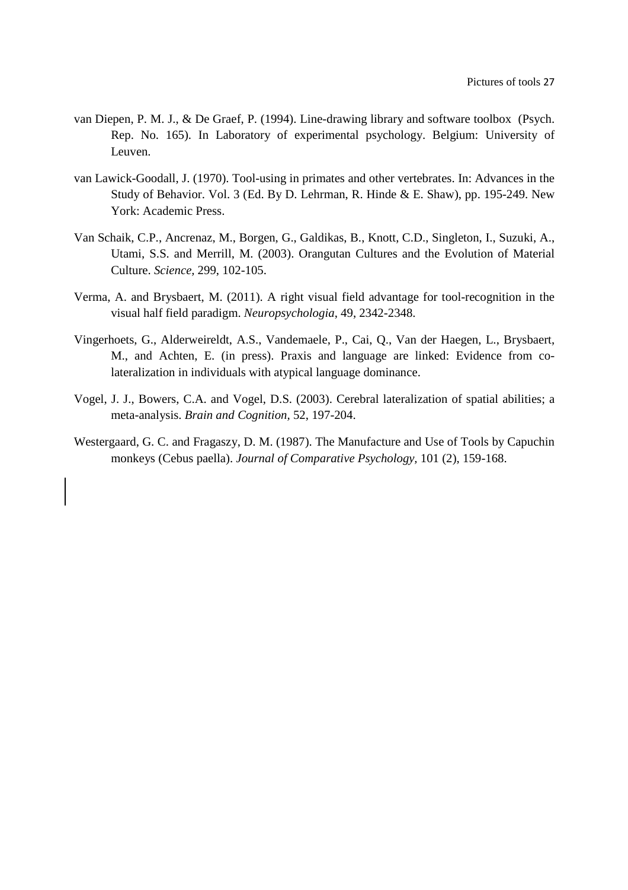van Diepen, P. M. J., & De Graef, P. (1994). Line-drawing library and software toolbox (Psych. Rep. No. 165). In Laboratory of experimental psychology. Belgium: University of Leuven.

van Lawick-Goodall, J. (1970). Tool-using in primates and other vertebrates. In: Advances in the Study of Behavior. Vol. 3 (Ed. By D. Lehrman, R. Hinde & E. Shaw), pp. 195-249. New York: Academic Press.

Van Schaik, C.P., Ancrenaz, M., Borgen, G., Galdikas, B., Knott, C.D., Singleton, I., Suzuki, A., Utami, S.S. and Merrill, M. (2003). Orangutan Cultures and the Evolution of Material Culture. *Science,* 299, 102-105.

Verma, A. and Brysbaert, M. (2011). A right visual field advantage for tool-recognition in the visual half field paradigm. *Neuropsychologia*, 49, 2342-2348.

Vingerhoets, G., Alderweireldt, A.S., Vandemaele, P., Cai, Q., Van der Haegen, L., Brysbaert, M., and Achten, E. (in press). Praxis and language are linked: Evidence from co-lateralization in individuals with atypical language dominance.

Vogel, J. J., Bowers, C.A. and Vogel, D.S. (2003). Cerebral lateralization of spatial abilities; a meta-analysis. *Brain and Cognition,* 52, 197-204.

Westergaard, G. C. and Fragaszy, D. M. (1987). The Manufacture and Use of Tools by Capuchin monkeys (Cebus paella). *Journal of Comparative Psychology,* 101 (2), 159-168.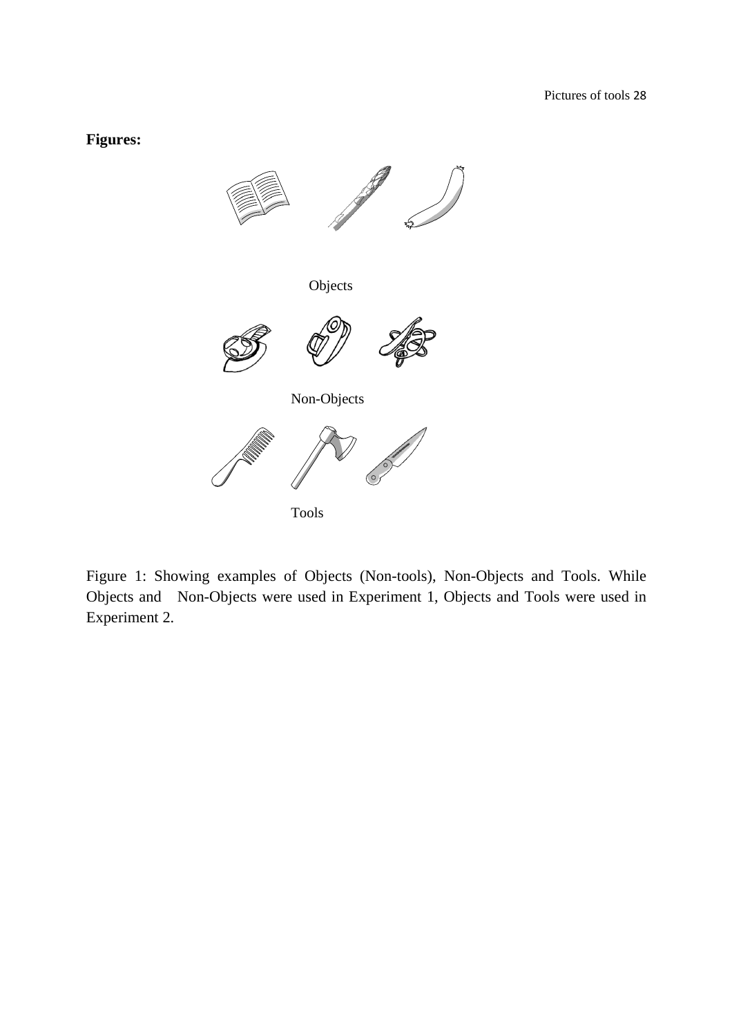**Figures:**

Objects

Non-Objects

Tools

Figure 1: Showing examples of Objects (Non-tools), Non-Objects and Tools. While Objects and Non-Objects were used in Experiment 1, Objects and Tools were used in Experiment 2.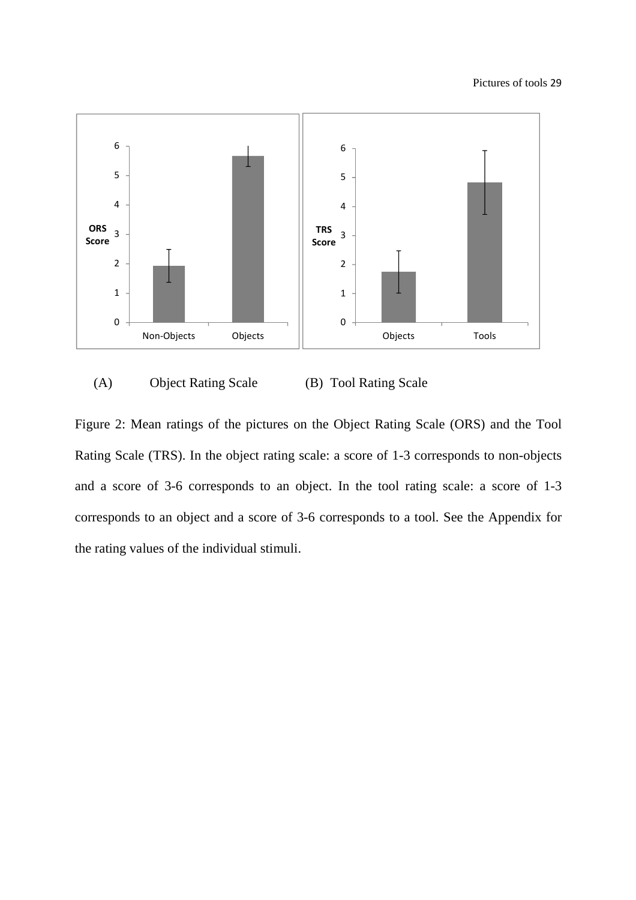6
5
4
ORS Score 3
2
1
0
Non-Objects
Objects

6
5
4
TRS Score 3
2
1
0
Objects
Tools

(A) Object Rating Scale (B) Tool Rating Scale

Figure 2: Mean ratings of the pictures on the Object Rating Scale (ORS) and the Tool Rating Scale (TRS). In the object rating scale: a score of 1-3 corresponds to non-objects and a score of 3-6 corresponds to an object. In the tool rating scale: a score of 1-3 corresponds to an object and a score of 3-6 corresponds to a tool. See the Appendix for the rating values of the individual stimuli.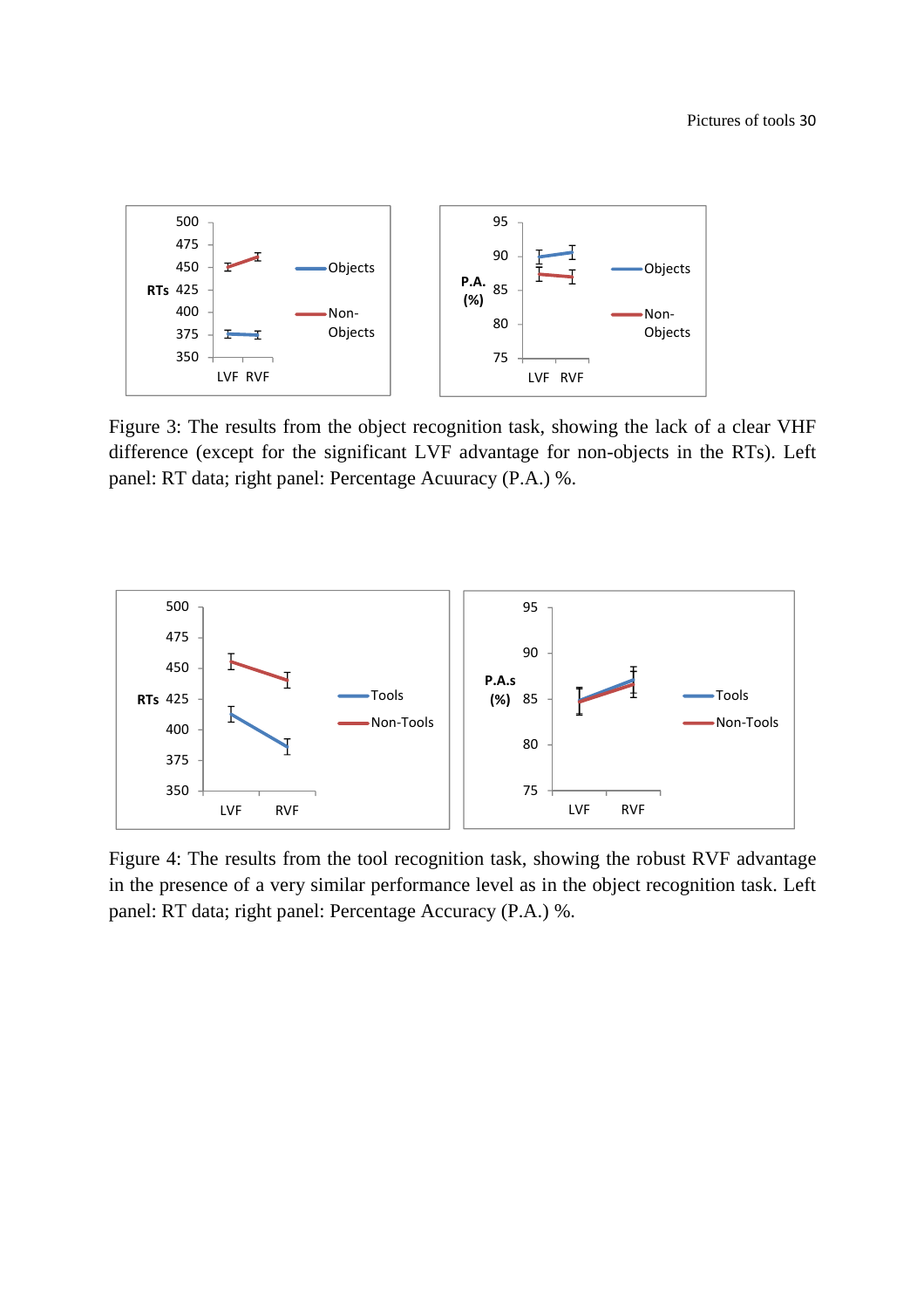500
475
450
RTs 425
400
375
350
LVF RVF
Objects
Non-Objects

95
90
P.A. (%) 85
80
75
LVF RVF
Objects
Non-Objects

Figure 3: The results from the object recognition task, showing the lack of a clear VHF difference (except for the significant LVF advantage for non-objects in the RTs). Left panel: RT data; right panel: Percentage Acuuracy (P.A.) %.

500
475
450
RTs 425
400
375
350
LVF RVF
Tools
Non-Tools

95
90
P.A.s (%) 85
80
75
LVF RVF
Tools
Non-Tools

Figure 4: The results from the tool recognition task, showing the robust RVF advantage in the presence of a very similar performance level as in the object recognition task. Left panel: RT data; right panel: Percentage Accuracy (P.A.) %.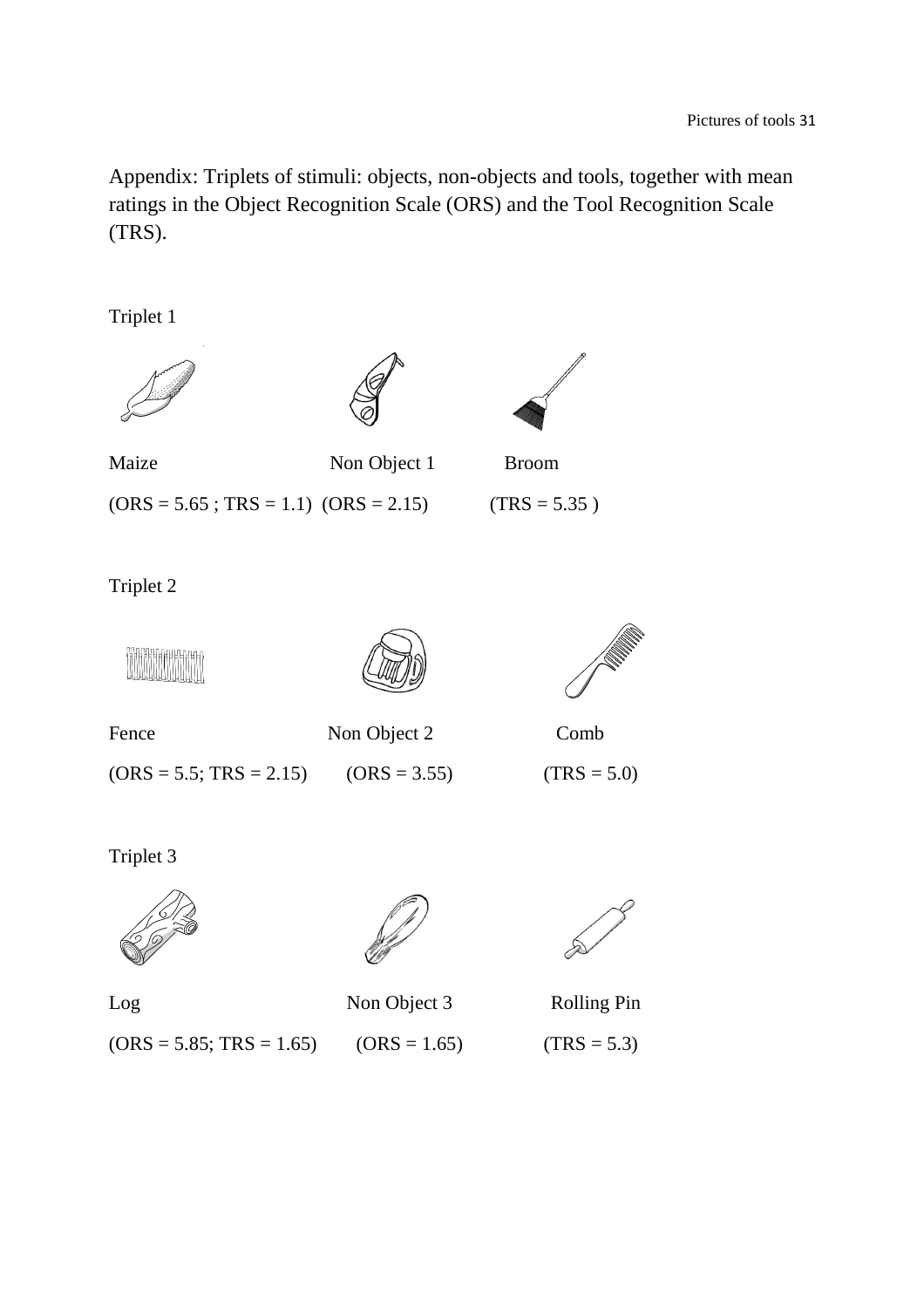Appendix: Triplets of stimuli: objects, non-objects and tools, together with mean ratings in the Object Recognition Scale (ORS) and the Tool Recognition Scale (TRS).

Triplet 1

| | | |
|---|---|---|
| Maize | Non Object 1 | Broom |
| (ORS = 5.65 ; TRS = 1.1) | (ORS = 2.15) | (TRS = 5.35 ) |

Triplet 2

| | | |
|---|---|---|
| Fence | Non Object 2 | Comb |
| (ORS = 5.5; TRS = 2.15) | (ORS = 3.55) | (TRS = 5.0) |

Triplet 3

| | | |
|---|---|---|
| Log | Non Object 3 | Rolling Pin |
| (ORS = 5.85; TRS = 1.65) | (ORS = 1.65) | (TRS = 5.3) |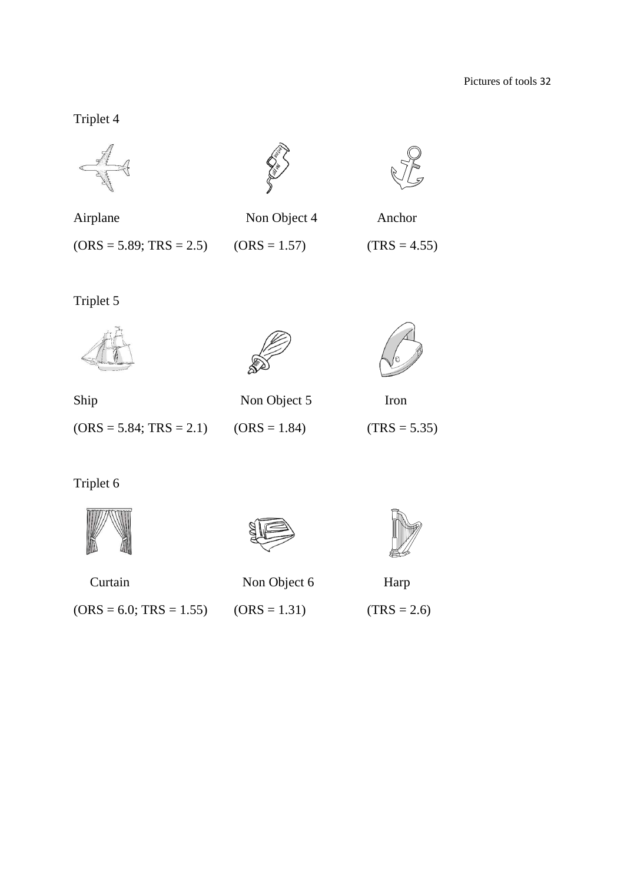Triplet 4

| | | |
|---|---|---|
| Airplane | Non Object 4 | Anchor |
| (ORS = 5.89; TRS = 2.5) | (ORS = 1.57) | (TRS = 4.55) |

Triplet 5

| | | |
|---|---|---|
| Ship | Non Object 5 | Iron |
| (ORS = 5.84; TRS = 2.1) | (ORS = 1.84) | (TRS = 5.35) |

Triplet 6

| | | |
|---|---|---|
| Curtain | Non Object 6 | Harp |
| (ORS = 6.0; TRS = 1.55) | (ORS = 1.31) | (TRS = 2.6) |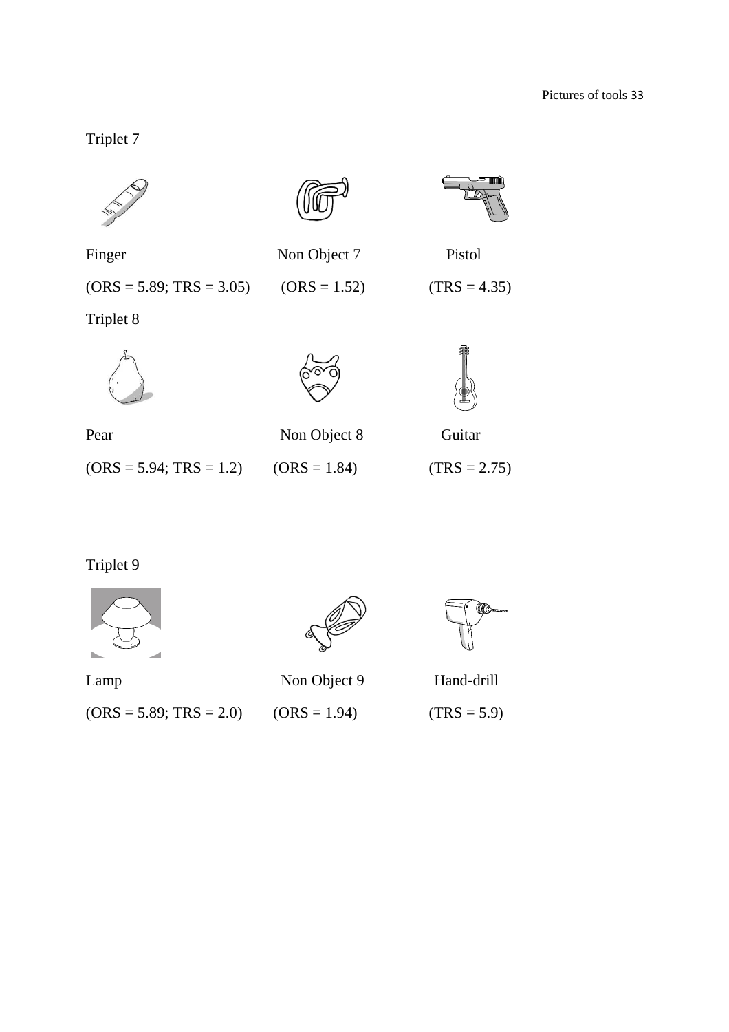Triplet 7

| | | |
|---|---|---|
| Finger | Non Object 7 | Pistol |
| (ORS = 5.89; TRS = 3.05) | (ORS = 1.52) | (TRS = 4.35) |

Triplet 8

| | | |
|---|---|---|
| Pear | Non Object 8 | Guitar |
| (ORS = 5.94; TRS = 1.2) | (ORS = 1.84) | (TRS = 2.75) |

Triplet 9

| | | |
|---|---|---|
| Lamp | Non Object 9 | Hand-drill |
| (ORS = 5.89; TRS = 2.0) | (ORS = 1.94) | (TRS = 5.9) |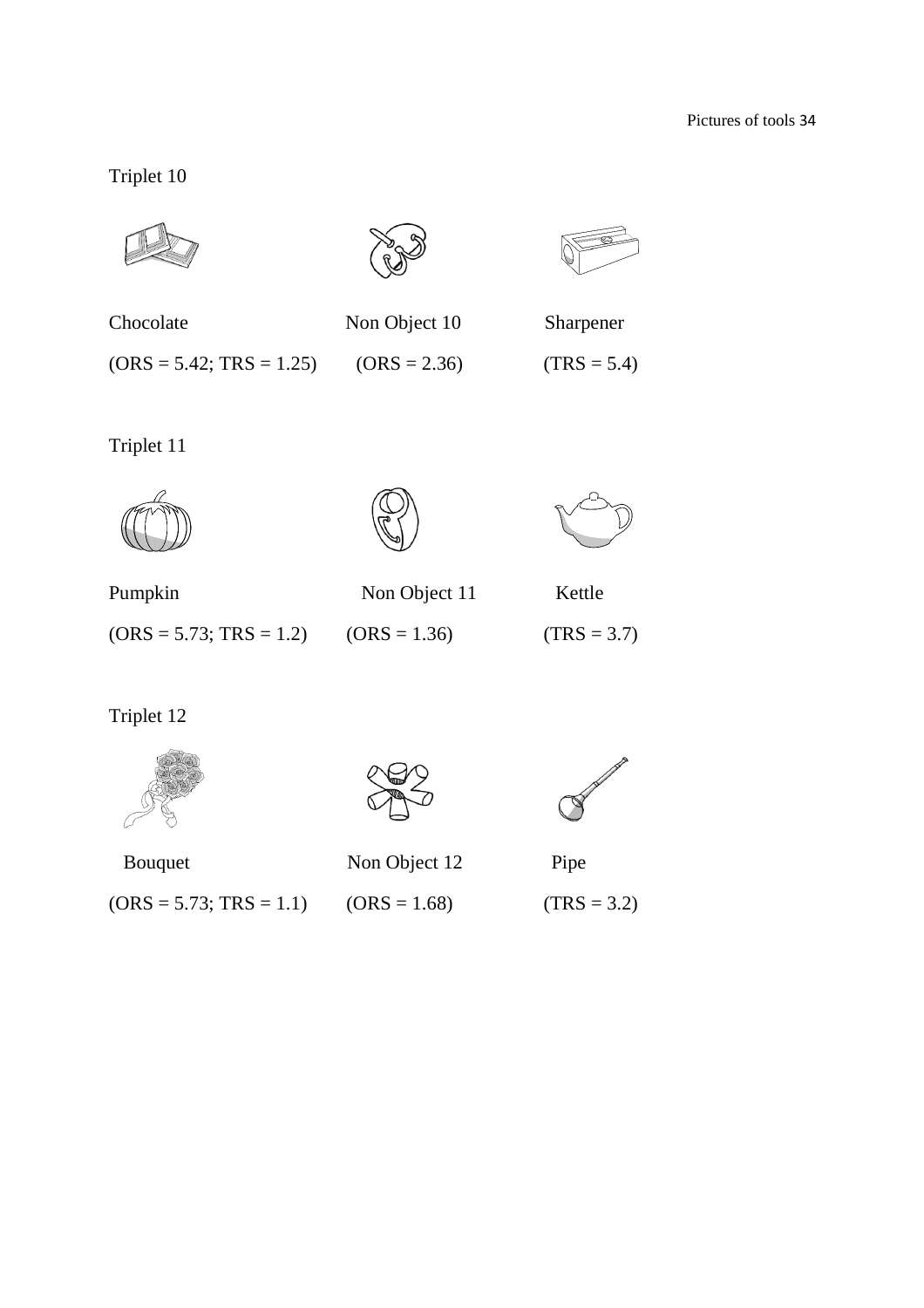Triplet 10

| | | |
|---|---|---|
| Chocolate | Non Object 10 | Sharpener |
| (ORS = 5.42; TRS = 1.25) | (ORS = 2.36) | (TRS = 5.4) |

Triplet 11

| | | |
|---|---|---|
| Pumpkin | Non Object 11 | Kettle |
| (ORS = 5.73; TRS = 1.2) | (ORS = 1.36) | (TRS = 3.7) |

Triplet 12

| | | |
|---|---|---|
| Bouquet | Non Object 12 | Pipe |
| (ORS = 5.73; TRS = 1.1) | (ORS = 1.68) | (TRS = 3.2) |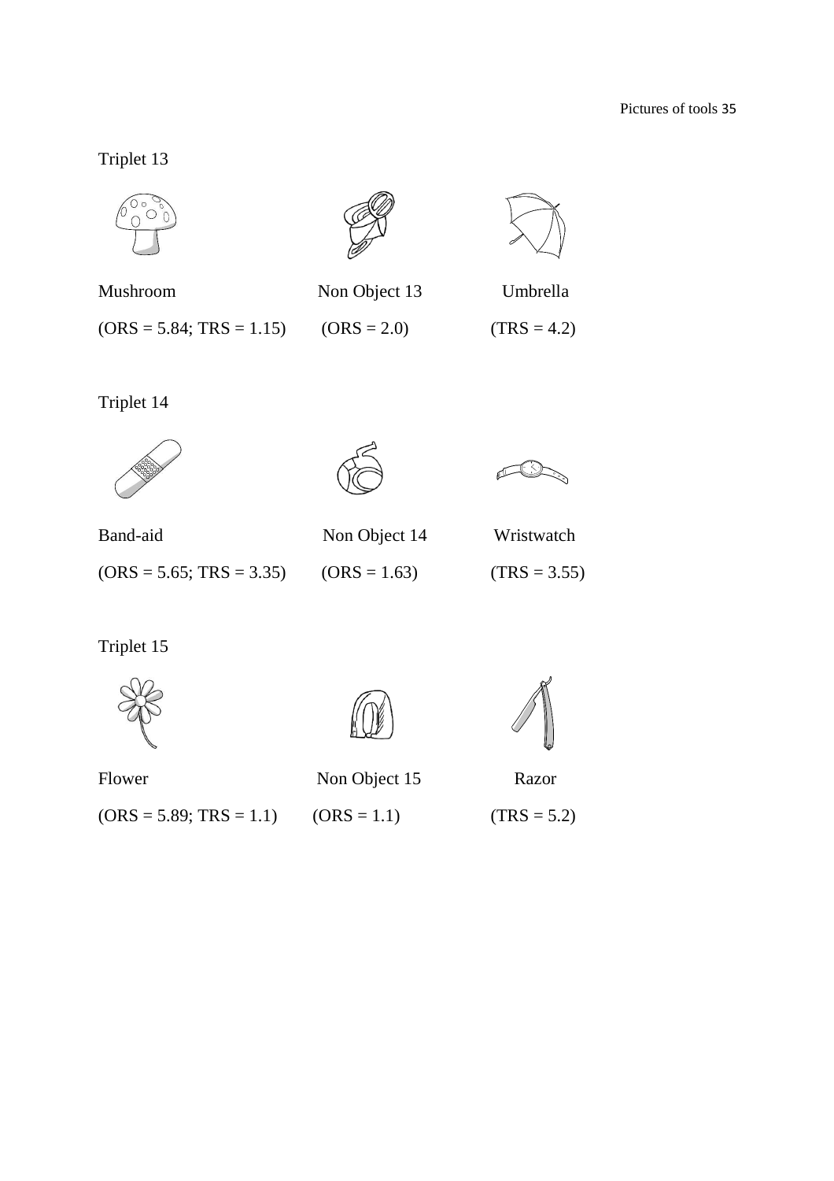Triplet 13

| Mushroom | Non Object 13 | Umbrella |
|---|---|---|
| (ORS = 5.84; TRS = 1.15) | (ORS = 2.0) | (TRS = 4.2) |

Triplet 14

| Band-aid | Non Object 14 | Wristwatch |
|---|---|---|
| (ORS = 5.65; TRS = 3.35) | (ORS = 1.63) | (TRS = 3.55) |

Triplet 15

| Flower | Non Object 15 | Razor |
|---|---|---|
| (ORS = 5.89; TRS = 1.1) | (ORS = 1.1) | (TRS = 5.2) |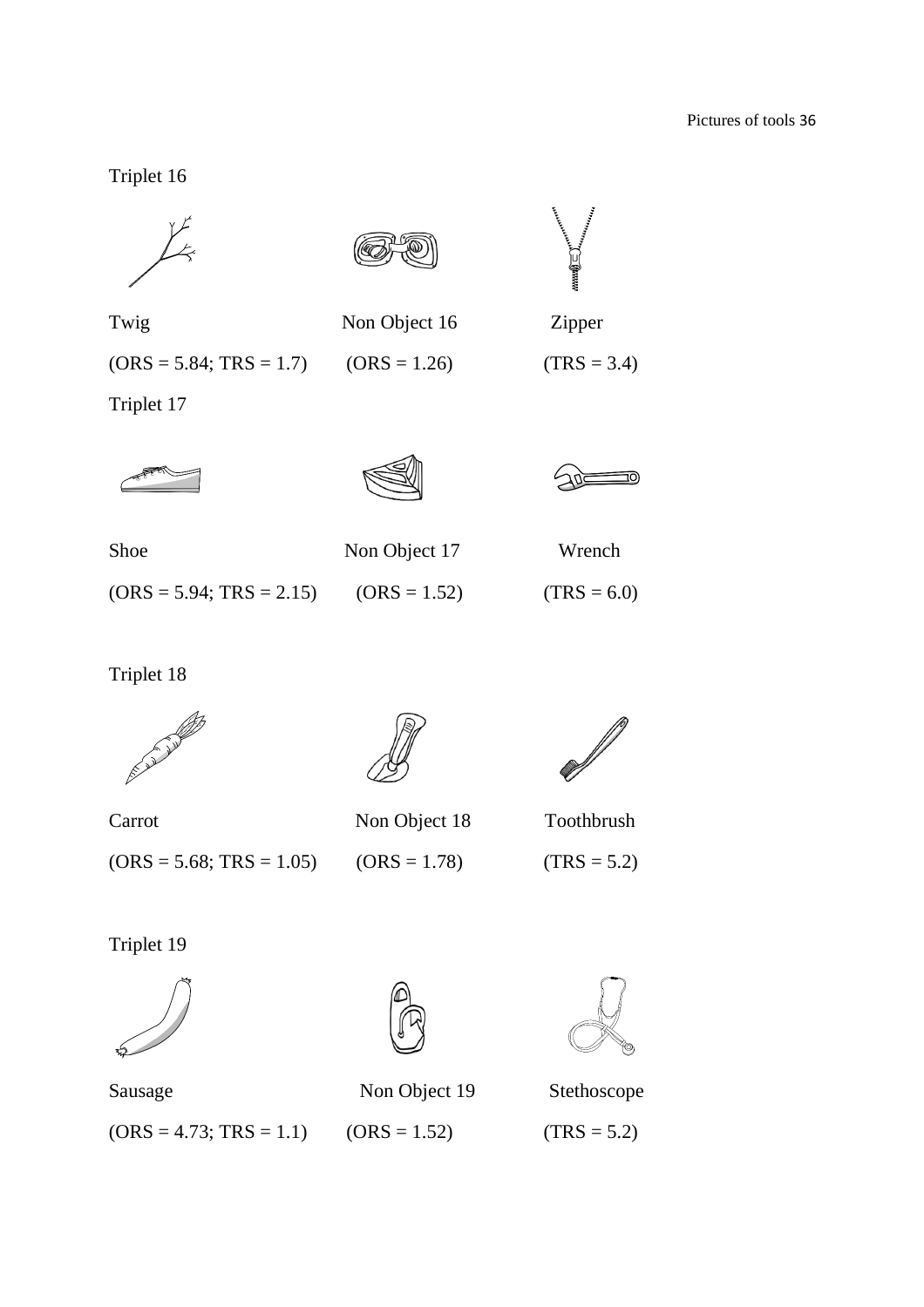Triplet 16

| | | |
|---|---|---|
| Twig | Non Object 16 | Zipper |
| (ORS = 5.84; TRS = 1.7) | (ORS = 1.26) | (TRS = 3.4) |

Triplet 17

| | | |
|---|---|---|
| Shoe | Non Object 17 | Wrench |
| (ORS = 5.94; TRS = 2.15) | (ORS = 1.52) | (TRS = 6.0) |

Triplet 18

| | | |
|---|---|---|
| Carrot | Non Object 18 | Toothbrush |
| (ORS = 5.68; TRS = 1.05) | (ORS = 1.78) | (TRS = 5.2) |

Triplet 19

| | | |
|---|---|---|
| Sausage | Non Object 19 | Stethoscope |
| (ORS = 4.73; TRS = 1.1) | (ORS = 1.52) | (TRS = 5.2) |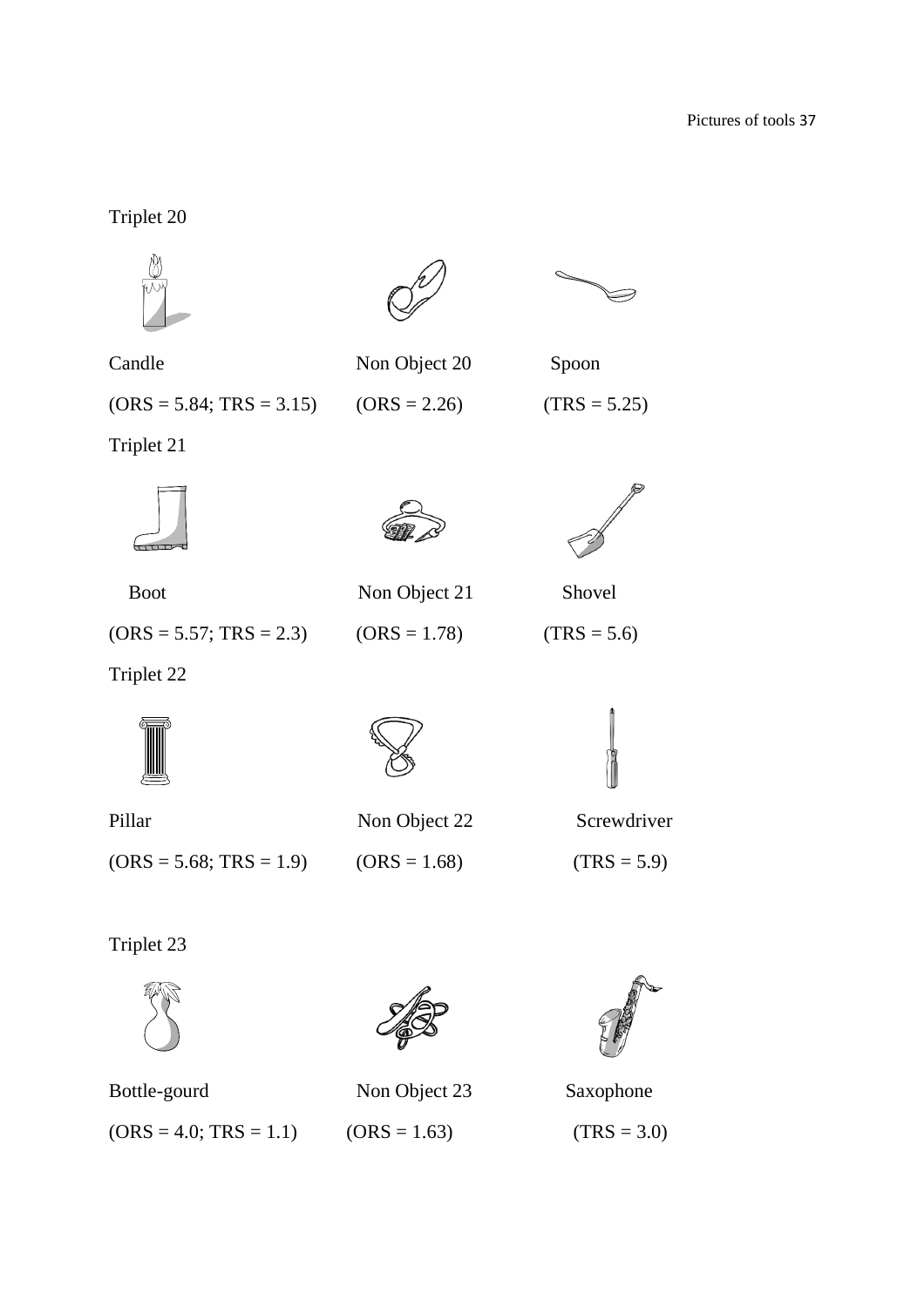Triplet 20

| | | |
|---|---|---|
| Candle | Non Object 20 | Spoon |
| (ORS = 5.84; TRS = 3.15) | (ORS = 2.26) | (TRS = 5.25) |

Triplet 21

| | | |
|---|---|---|
| Boot | Non Object 21 | Shovel |
| (ORS = 5.57; TRS = 2.3) | (ORS = 1.78) | (TRS = 5.6) |

Triplet 22

| | | |
|---|---|---|
| Pillar | Non Object 22 | Screwdriver |
| (ORS = 5.68; TRS = 1.9) | (ORS = 1.68) | (TRS = 5.9) |

Triplet 23

| | | |
|---|---|---|
| Bottle-gourd | Non Object 23 | Saxophone |
| (ORS = 4.0; TRS = 1.1) | (ORS = 1.63) | (TRS = 3.0) |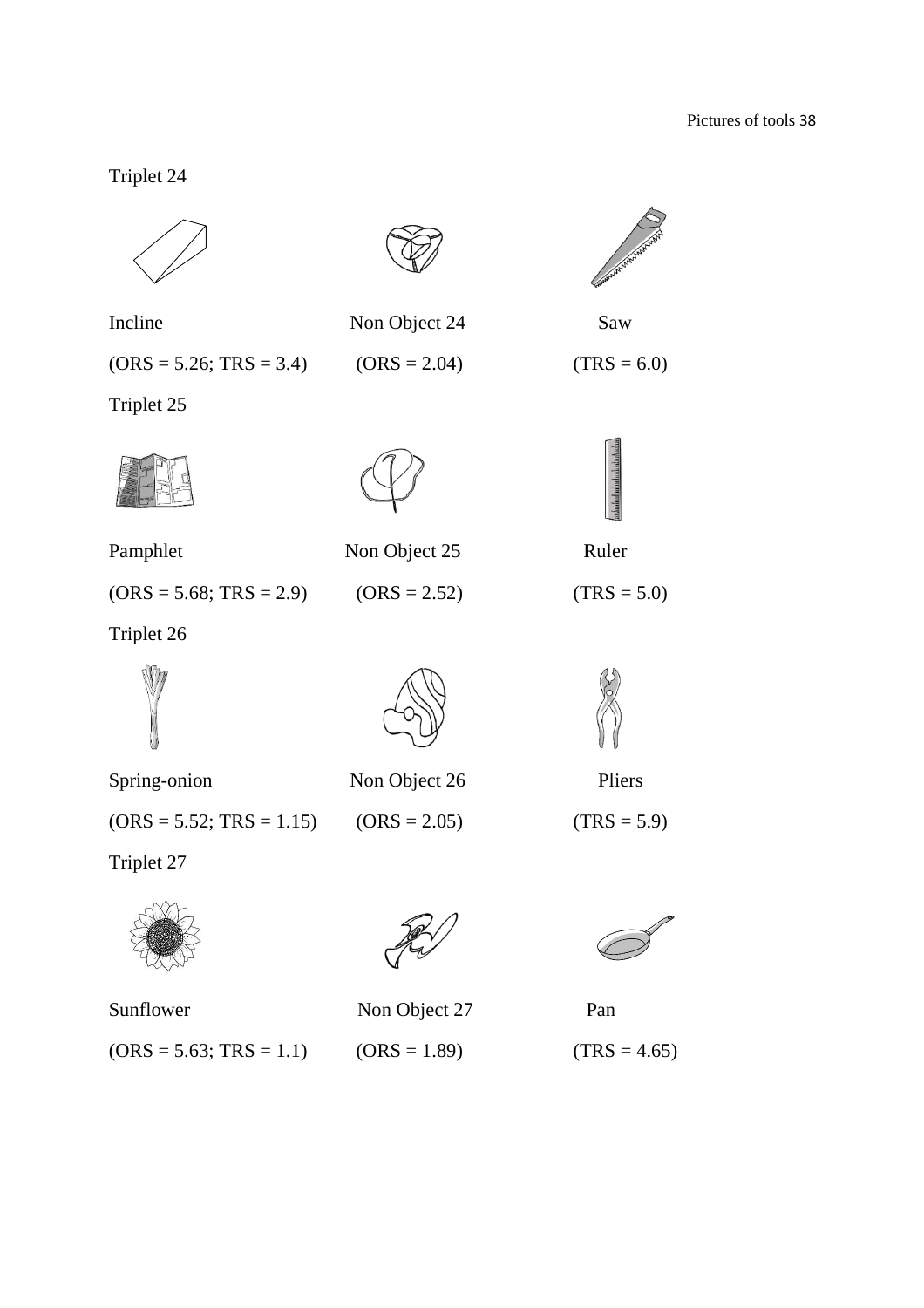Triplet 24

| | | |
|---|---|---|
| Incline | Non Object 24 | Saw |
| (ORS = 5.26; TRS = 3.4) | (ORS = 2.04) | (TRS = 6.0) |

Triplet 25

| | | |
|---|---|---|
| Pamphlet | Non Object 25 | Ruler |
| (ORS = 5.68; TRS = 2.9) | (ORS = 2.52) | (TRS = 5.0) |

Triplet 26

| | | |
|---|---|---|
| Spring-onion | Non Object 26 | Pliers |
| (ORS = 5.52; TRS = 1.15) | (ORS = 2.05) | (TRS = 5.9) |

Triplet 27

| | | |
|---|---|---|
| Sunflower | Non Object 27 | Pan |
| (ORS = 5.63; TRS = 1.1) | (ORS = 1.89) | (TRS = 4.65) |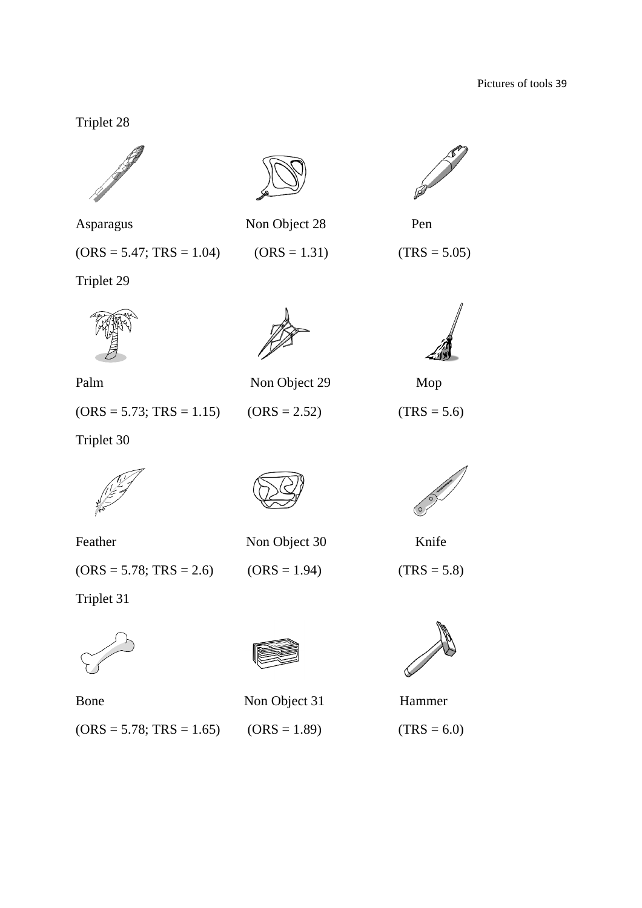Triplet 28

| | | |
|---|---|---|
| Asparagus | Non Object 28 | Pen |
| (ORS = 5.47; TRS = 1.04) | (ORS = 1.31) | (TRS = 5.05) |

Triplet 29

| | | |
|---|---|---|
| Palm | Non Object 29 | Mop |
| (ORS = 5.73; TRS = 1.15) | (ORS = 2.52) | (TRS = 5.6) |

Triplet 30

| | | |
|---|---|---|
| Feather | Non Object 30 | Knife |
| (ORS = 5.78; TRS = 2.6) | (ORS = 1.94) | (TRS = 5.8) |

Triplet 31

| | | |
|---|---|---|
| Bone | Non Object 31 | Hammer |
| (ORS = 5.78; TRS = 1.65) | (ORS = 1.89) | (TRS = 6.0) |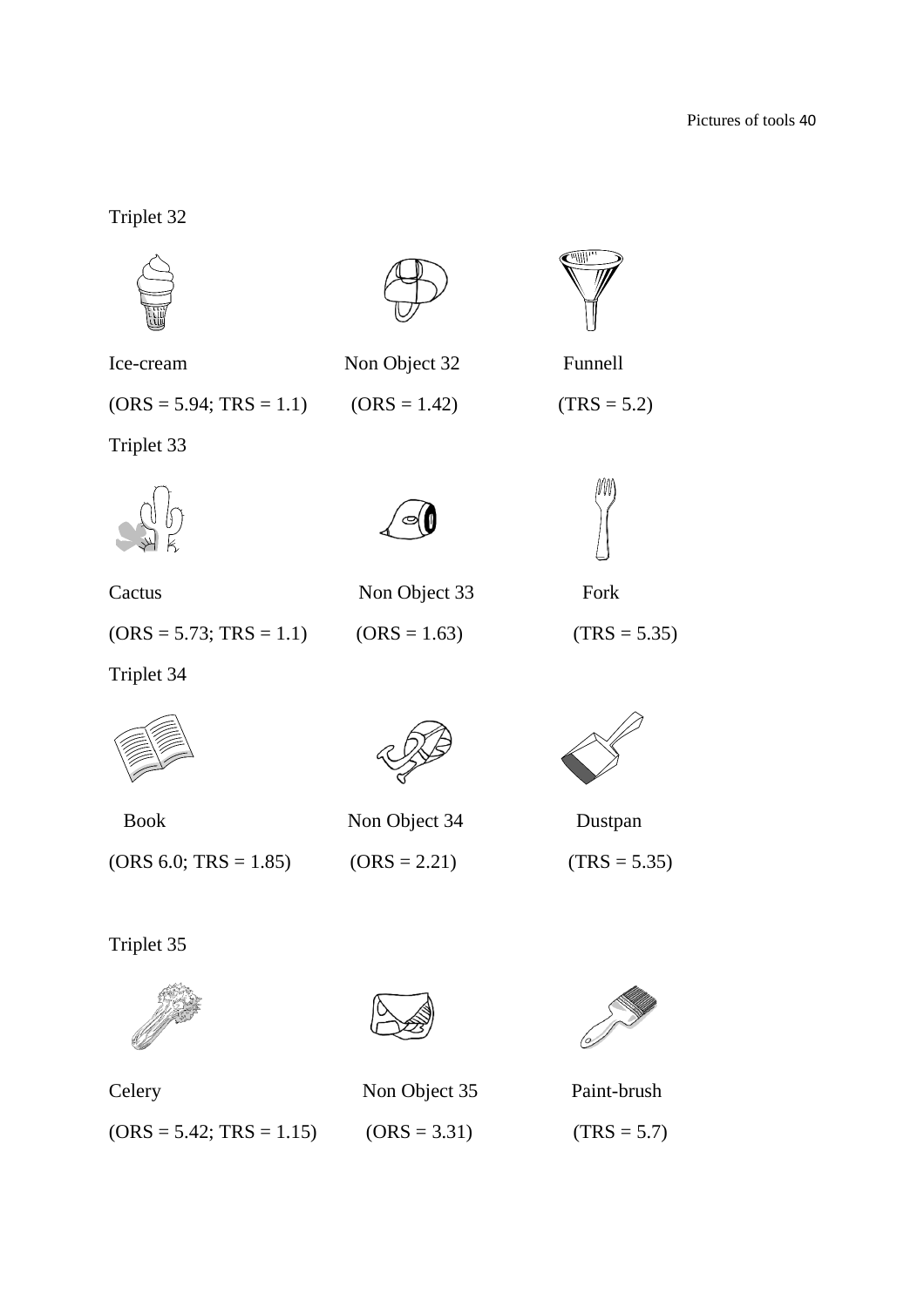Triplet 32

| | | |
|---|---|---|
| Ice-cream | Non Object 32 | Funnell |
| (ORS = 5.94; TRS = 1.1) | (ORS = 1.42) | (TRS = 5.2) |

Triplet 33

| | | |
|---|---|---|
| Cactus | Non Object 33 | Fork |
| (ORS = 5.73; TRS = 1.1) | (ORS = 1.63) | (TRS = 5.35) |

Triplet 34

| | | |
|---|---|---|
| Book | Non Object 34 | Dustpan |
| (ORS 6.0; TRS = 1.85) | (ORS = 2.21) | (TRS = 5.35) |

Triplet 35

| | | |
|---|---|---|
| Celery | Non Object 35 | Paint-brush |
| (ORS = 5.42; TRS = 1.15) | (ORS = 3.31) | (TRS = 5.7) |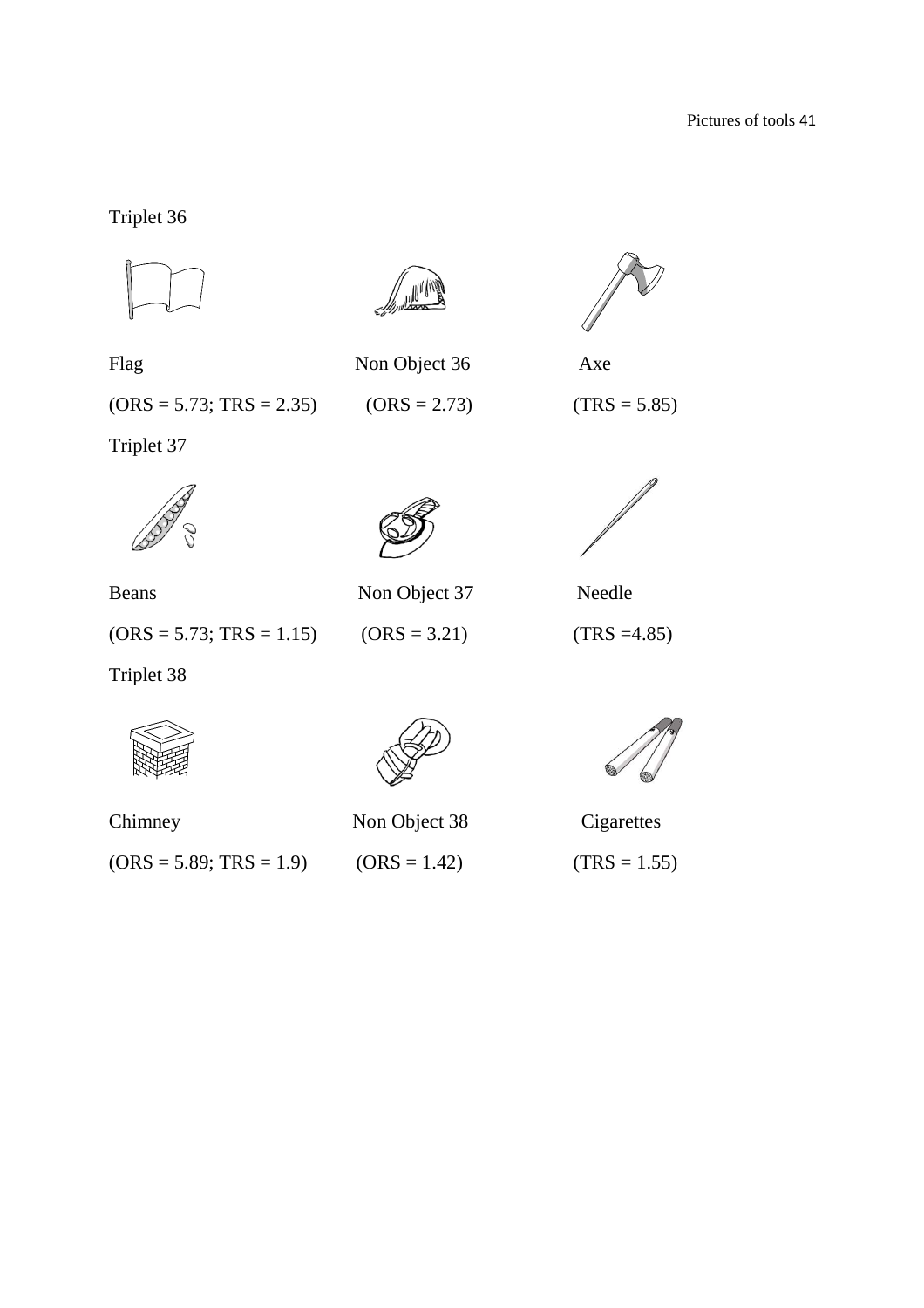Triplet 36

| | | |
|---|---|---|
| Flag | Non Object 36 | Axe |
| (ORS = 5.73; TRS = 2.35) | (ORS = 2.73) | (TRS = 5.85) |

Triplet 37

| | | |
|---|---|---|
| Beans | Non Object 37 | Needle |
| (ORS = 5.73; TRS = 1.15) | (ORS = 3.21) | (TRS =4.85) |

Triplet 38

| | | |
|---|---|---|
| Chimney | Non Object 38 | Cigarettes |
| (ORS = 5.89; TRS = 1.9) | (ORS = 1.42) | (TRS = 1.55) |